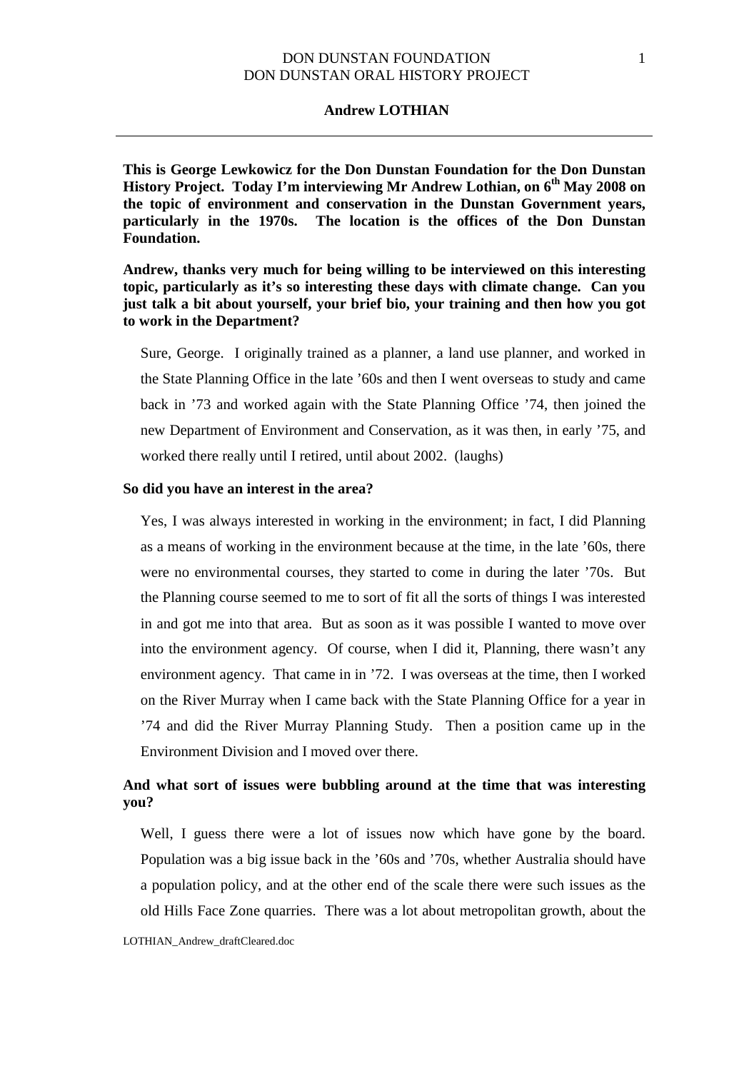## Andrew LOTHIAN

**This is George Lewkowicz for the Don Dunstan Foundation for the Don Dunstan History Project. Today I'm interviewing Mr Andrew Lothian, on 6th May 2008 on the topic of environment and conservation in the Dunstan Government years, particularly in the 1970s. The location is the offices of the Don Dunstan Foundation.**

**Andrew, thanks very much for being willing to be interviewed on this interesting topic, particularly as it's so interesting these days with climate change. Can you just talk a bit about yourself, your brief bio, your training and then how you got to work in the Department?**

Sure, George. I originally trained as a planner, a land use planner, and worked in the State Planning Office in the late '60s and then I went overseas to study and came back in '73 and worked again with the State Planning Office '74, then joined the new Department of Environment and Conservation, as it was then, in early '75, and worked there really until I retired, until about 2002. (laughs)

**So did you have an interest in the area?**

Yes, I was always interested in working in the environment; in fact, I did Planning as a means of working in the environment because at the time, in the late '60s, there were no environmental courses, they started to come in during the later '70s. But the Planning course seemed to me to sort of fit all the sorts of things I was interested in and got me into that area. But as soon as it was possible I wanted to move over into the environment agency. Of course, when I did it, Planning, there wasn't any environment agency. That came in in '72. I was overseas at the time, then I worked on the River Murray when I came back with the State Planning Office for a year in '74 and did the River Murray Planning Study. Then a position came up in the Environment Division and I moved over there.

**And what sort of issues were bubbling around at the time that was interesting you?**

Well, I guess there were a lot of issues now which have gone by the board. Population was a big issue back in the '60s and '70s, whether Australia should have a population policy, and at the other end of the scale there were such issues as the old Hills Face Zone quarries. There was a lot about metropolitan growth, about the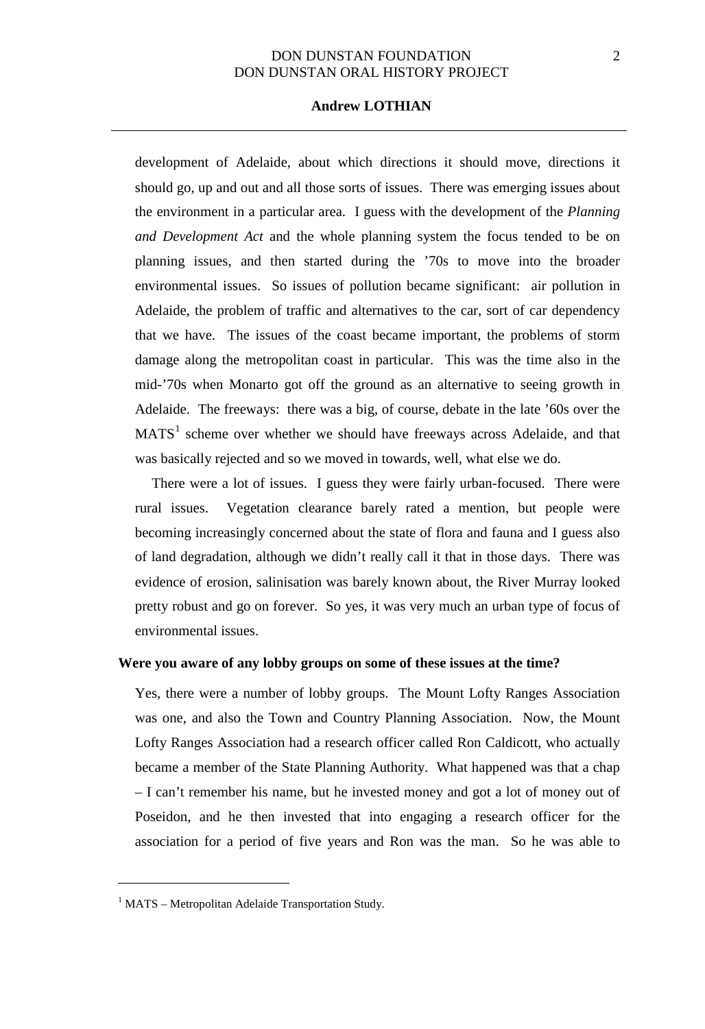development of Adelaide, about which directions it should move, directions it should go, up and out and all those sorts of issues. There was emerging issues about the environment in a particular area. I guess with the development of the *Planning and Development Act* and the whole planning system the focus tended to be on planning issues, and then started during the '70s to move into the broader environmental issues. So issues of pollution became significant: air pollution in Adelaide, the problem of traffic and alternatives to the car, sort of car dependency that we have. The issues of the coast became important, the problems of storm damage along the metropolitan coast in particular. This was the time also in the mid-'70s when Monarto got off the ground as an alternative to seeing growth in Adelaide. The freeways: there was a big, of course, debate in the late '60s over the MATS[1] scheme over whether we should have freeways across Adelaide, and that was basically rejected and so we moved in towards, well, what else we do.

There were a lot of issues. I guess they were fairly urban-focused. There were rural issues. Vegetation clearance barely rated a mention, but people were becoming increasingly concerned about the state of flora and fauna and I guess also of land degradation, although we didn't really call it that in those days. There was evidence of erosion, salinisation was barely known about, the River Murray looked pretty robust and go on forever. So yes, it was very much an urban type of focus of environmental issues.

**Were you aware of any lobby groups on some of these issues at the time?**

Yes, there were a number of lobby groups. The Mount Lofty Ranges Association was one, and also the Town and Country Planning Association. Now, the Mount Lofty Ranges Association had a research officer called Ron Caldicott, who actually became a member of the State Planning Authority. What happened was that a chap – I can't remember his name, but he invested money and got a lot of money out of Poseidon, and he then invested that into engaging a research officer for the association for a period of five years and Ron was the man. So he was able to

[1] MATS – Metropolitan Adelaide Transportation Study.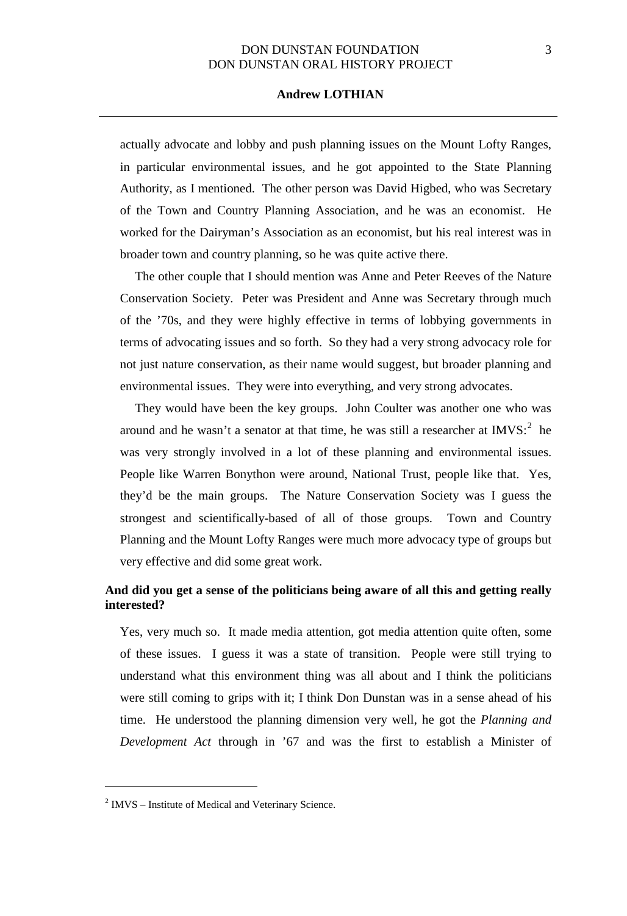actually advocate and lobby and push planning issues on the Mount Lofty Ranges, in particular environmental issues, and he got appointed to the State Planning Authority, as I mentioned. The other person was David Higbed, who was Secretary of the Town and Country Planning Association, and he was an economist. He worked for the Dairyman's Association as an economist, but his real interest was in broader town and country planning, so he was quite active there.

The other couple that I should mention was Anne and Peter Reeves of the Nature Conservation Society. Peter was President and Anne was Secretary through much of the '70s, and they were highly effective in terms of lobbying governments in terms of advocating issues and so forth. So they had a very strong advocacy role for not just nature conservation, as their name would suggest, but broader planning and environmental issues. They were into everything, and very strong advocates.

They would have been the key groups. John Coulter was another one who was around and he wasn't a senator at that time, he was still a researcher at IMVS:[2] he was very strongly involved in a lot of these planning and environmental issues. People like Warren Bonython were around, National Trust, people like that. Yes, they'd be the main groups. The Nature Conservation Society was I guess the strongest and scientifically-based of all of those groups. Town and Country Planning and the Mount Lofty Ranges were much more advocacy type of groups but very effective and did some great work.

**And did you get a sense of the politicians being aware of all this and getting really interested?**

Yes, very much so. It made media attention, got media attention quite often, some of these issues. I guess it was a state of transition. People were still trying to understand what this environment thing was all about and I think the politicians were still coming to grips with it; I think Don Dunstan was in a sense ahead of his time. He understood the planning dimension very well, he got the *Planning and Development Act* through in '67 and was the first to establish a Minister of

[2] IMVS – Institute of Medical and Veterinary Science.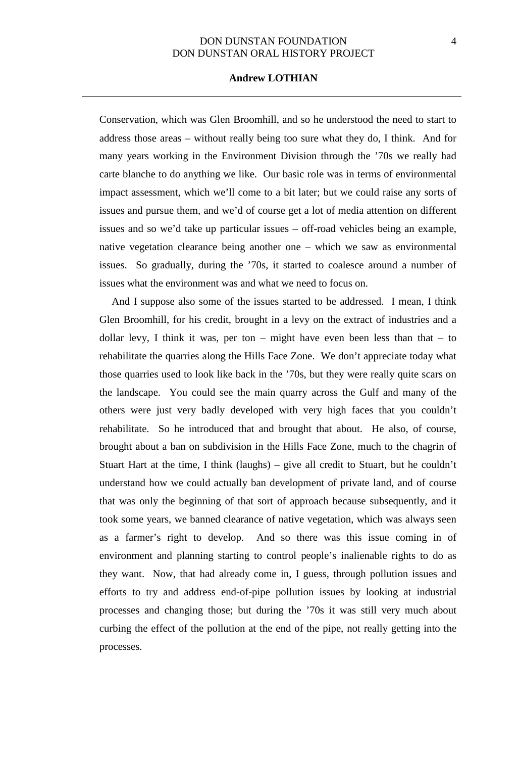Conservation, which was Glen Broomhill, and so he understood the need to start to address those areas – without really being too sure what they do, I think. And for many years working in the Environment Division through the '70s we really had carte blanche to do anything we like. Our basic role was in terms of environmental impact assessment, which we'll come to a bit later; but we could raise any sorts of issues and pursue them, and we'd of course get a lot of media attention on different issues and so we'd take up particular issues – off-road vehicles being an example, native vegetation clearance being another one – which we saw as environmental issues. So gradually, during the '70s, it started to coalesce around a number of issues what the environment was and what we need to focus on.

And I suppose also some of the issues started to be addressed. I mean, I think Glen Broomhill, for his credit, brought in a levy on the extract of industries and a dollar levy, I think it was, per ton – might have even been less than that – to rehabilitate the quarries along the Hills Face Zone. We don't appreciate today what those quarries used to look like back in the '70s, but they were really quite scars on the landscape. You could see the main quarry across the Gulf and many of the others were just very badly developed with very high faces that you couldn't rehabilitate. So he introduced that and brought that about. He also, of course, brought about a ban on subdivision in the Hills Face Zone, much to the chagrin of Stuart Hart at the time, I think (laughs) – give all credit to Stuart, but he couldn't understand how we could actually ban development of private land, and of course that was only the beginning of that sort of approach because subsequently, and it took some years, we banned clearance of native vegetation, which was always seen as a farmer's right to develop. And so there was this issue coming in of environment and planning starting to control people's inalienable rights to do as they want. Now, that had already come in, I guess, through pollution issues and efforts to try and address end-of-pipe pollution issues by looking at industrial processes and changing those; but during the '70s it was still very much about curbing the effect of the pollution at the end of the pipe, not really getting into the processes.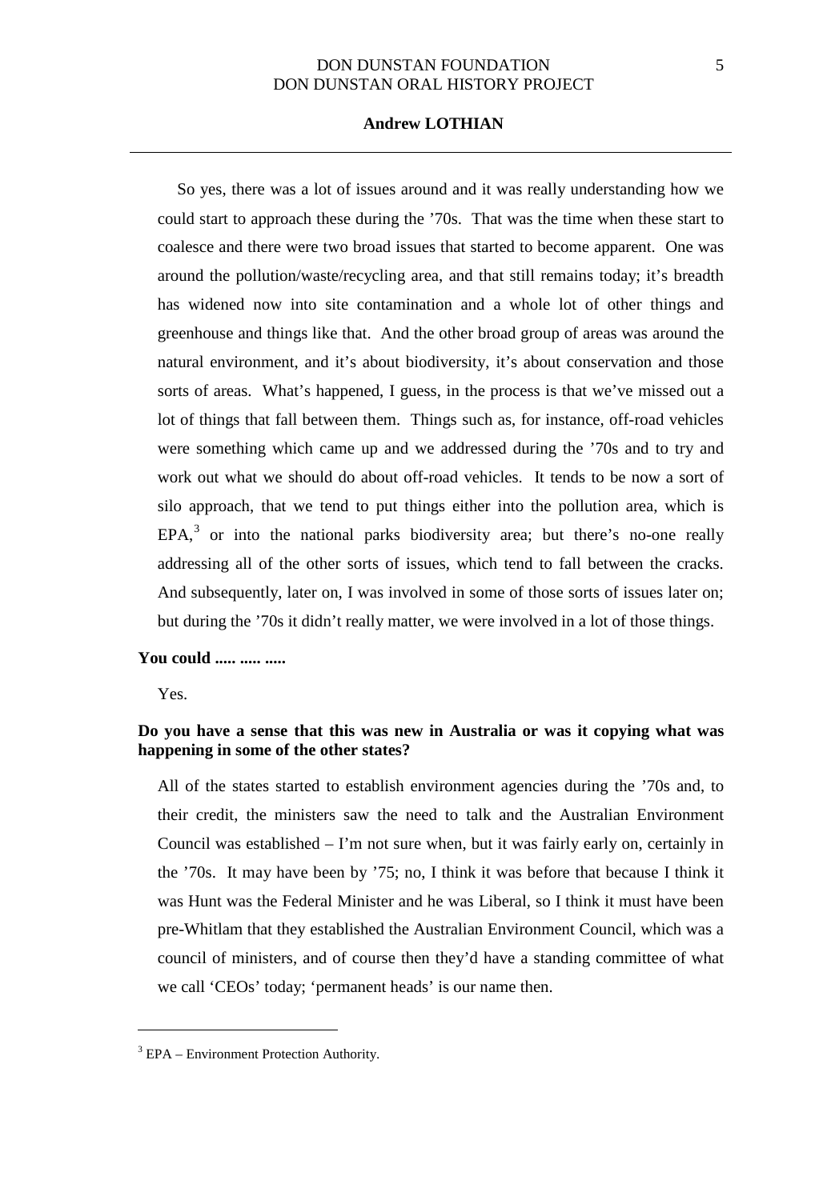So yes, there was a lot of issues around and it was really understanding how we could start to approach these during the '70s. That was the time when these start to coalesce and there were two broad issues that started to become apparent. One was around the pollution/waste/recycling area, and that still remains today; it's breadth has widened now into site contamination and a whole lot of other things and greenhouse and things like that. And the other broad group of areas was around the natural environment, and it's about biodiversity, it's about conservation and those sorts of areas. What's happened, I guess, in the process is that we've missed out a lot of things that fall between them. Things such as, for instance, off-road vehicles were something which came up and we addressed during the '70s and to try and work out what we should do about off-road vehicles. It tends to be now a sort of silo approach, that we tend to put things either into the pollution area, which is EPA,[3] or into the national parks biodiversity area; but there's no-one really addressing all of the other sorts of issues, which tend to fall between the cracks. And subsequently, later on, I was involved in some of those sorts of issues later on; but during the '70s it didn't really matter, we were involved in a lot of those things.

**You could ..... ..... .....**

Yes.

**Do you have a sense that this was new in Australia or was it copying what was happening in some of the other states?**

All of the states started to establish environment agencies during the '70s and, to their credit, the ministers saw the need to talk and the Australian Environment Council was established – I'm not sure when, but it was fairly early on, certainly in the '70s. It may have been by '75; no, I think it was before that because I think it was Hunt was the Federal Minister and he was Liberal, so I think it must have been pre-Whitlam that they established the Australian Environment Council, which was a council of ministers, and of course then they'd have a standing committee of what we call 'CEOs' today; 'permanent heads' is our name then.

[3] EPA – Environment Protection Authority.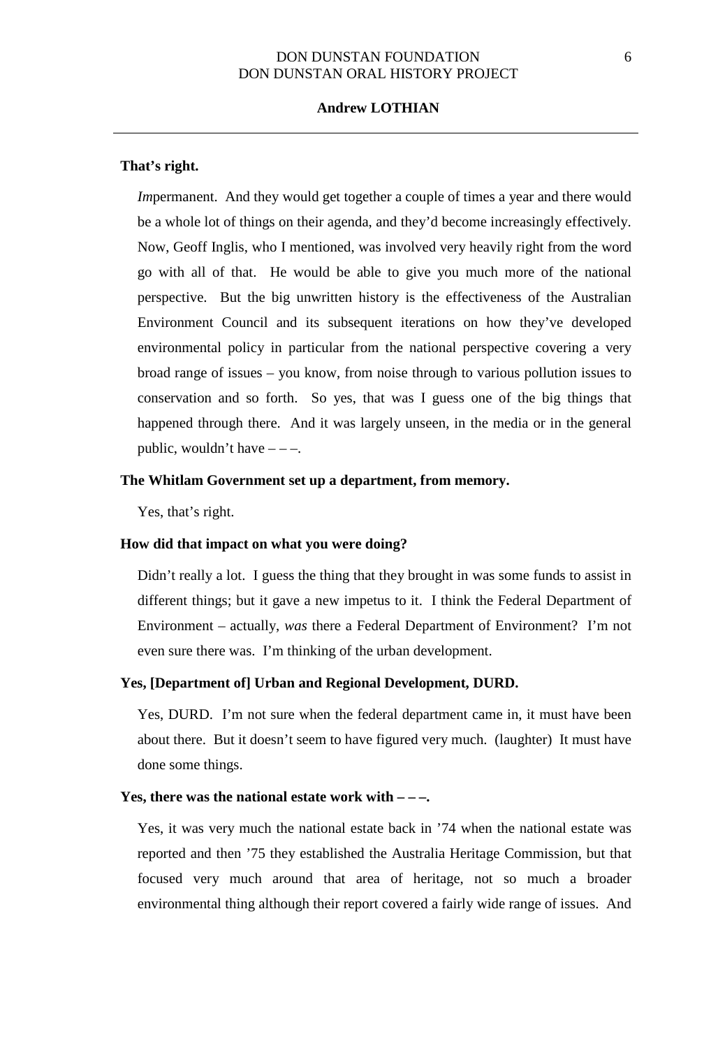**That's right.**

*Im*permanent. And they would get together a couple of times a year and there would be a whole lot of things on their agenda, and they'd become increasingly effectively. Now, Geoff Inglis, who I mentioned, was involved very heavily right from the word go with all of that. He would be able to give you much more of the national perspective. But the big unwritten history is the effectiveness of the Australian Environment Council and its subsequent iterations on how they've developed environmental policy in particular from the national perspective covering a very broad range of issues – you know, from noise through to various pollution issues to conservation and so forth. So yes, that was I guess one of the big things that happened through there. And it was largely unseen, in the media or in the general public, wouldn't have – – –.

**The Whitlam Government set up a department, from memory.**

Yes, that's right.

**How did that impact on what you were doing?**

Didn't really a lot. I guess the thing that they brought in was some funds to assist in different things; but it gave a new impetus to it. I think the Federal Department of Environment – actually, *was* there a Federal Department of Environment? I'm not even sure there was. I'm thinking of the urban development.

**Yes, [Department of] Urban and Regional Development, DURD.**

Yes, DURD. I'm not sure when the federal department came in, it must have been about there. But it doesn't seem to have figured very much. (laughter) It must have done some things.

**Yes, there was the national estate work with – – –.**

Yes, it was very much the national estate back in '74 when the national estate was reported and then '75 they established the Australia Heritage Commission, but that focused very much around that area of heritage, not so much a broader environmental thing although their report covered a fairly wide range of issues. And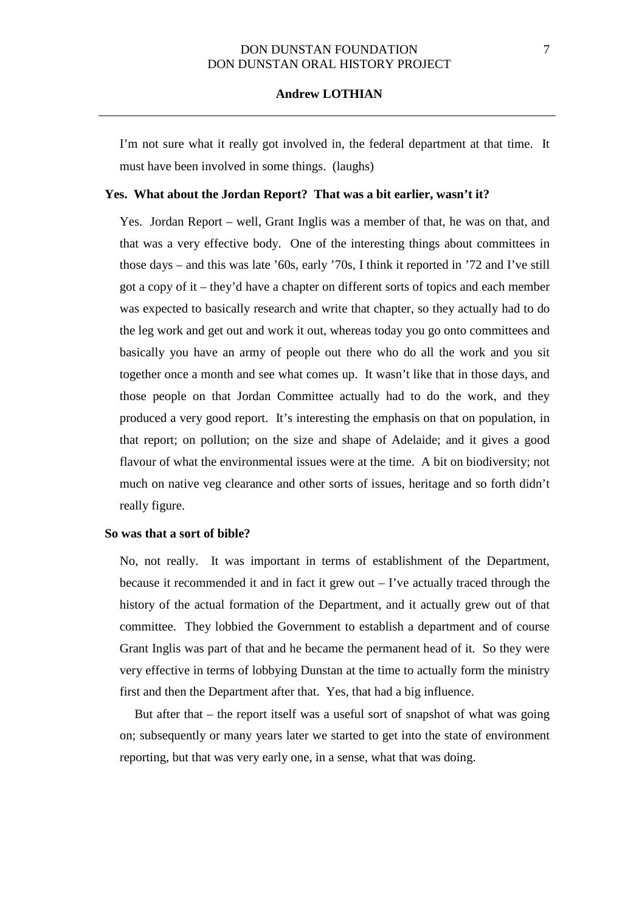I'm not sure what it really got involved in, the federal department at that time. It must have been involved in some things. (laughs)

**Yes. What about the Jordan Report? That was a bit earlier, wasn't it?**

Yes. Jordan Report – well, Grant Inglis was a member of that, he was on that, and that was a very effective body. One of the interesting things about committees in those days – and this was late '60s, early '70s, I think it reported in '72 and I've still got a copy of it – they'd have a chapter on different sorts of topics and each member was expected to basically research and write that chapter, so they actually had to do the leg work and get out and work it out, whereas today you go onto committees and basically you have an army of people out there who do all the work and you sit together once a month and see what comes up. It wasn't like that in those days, and those people on that Jordan Committee actually had to do the work, and they produced a very good report. It's interesting the emphasis on that on population, in that report; on pollution; on the size and shape of Adelaide; and it gives a good flavour of what the environmental issues were at the time. A bit on biodiversity; not much on native veg clearance and other sorts of issues, heritage and so forth didn't really figure.

**So was that a sort of bible?**

No, not really. It was important in terms of establishment of the Department, because it recommended it and in fact it grew out – I've actually traced through the history of the actual formation of the Department, and it actually grew out of that committee. They lobbied the Government to establish a department and of course Grant Inglis was part of that and he became the permanent head of it. So they were very effective in terms of lobbying Dunstan at the time to actually form the ministry first and then the Department after that. Yes, that had a big influence.

But after that – the report itself was a useful sort of snapshot of what was going on; subsequently or many years later we started to get into the state of environment reporting, but that was very early one, in a sense, what that was doing.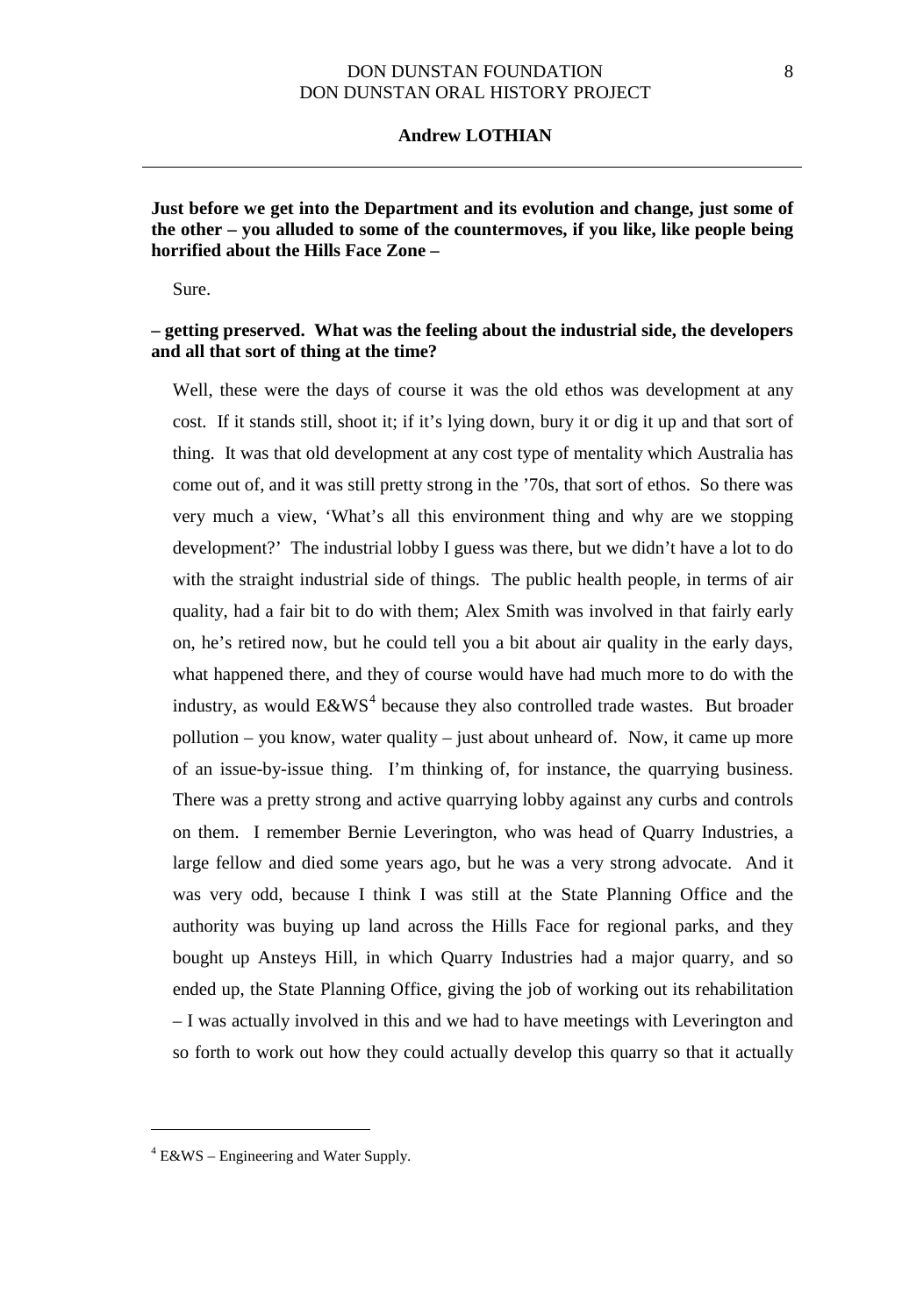**Just before we get into the Department and its evolution and change, just some of the other – you alluded to some of the countermoves, if you like, like people being horrified about the Hills Face Zone –**

Sure.

**– getting preserved. What was the feeling about the industrial side, the developers and all that sort of thing at the time?**

Well, these were the days of course it was the old ethos was development at any cost. If it stands still, shoot it; if it's lying down, bury it or dig it up and that sort of thing. It was that old development at any cost type of mentality which Australia has come out of, and it was still pretty strong in the '70s, that sort of ethos. So there was very much a view, 'What's all this environment thing and why are we stopping development?' The industrial lobby I guess was there, but we didn't have a lot to do with the straight industrial side of things. The public health people, in terms of air quality, had a fair bit to do with them; Alex Smith was involved in that fairly early on, he's retired now, but he could tell you a bit about air quality in the early days, what happened there, and they of course would have had much more to do with the industry, as would E&WS[4] because they also controlled trade wastes. But broader pollution – you know, water quality – just about unheard of. Now, it came up more of an issue-by-issue thing. I'm thinking of, for instance, the quarrying business. There was a pretty strong and active quarrying lobby against any curbs and controls on them. I remember Bernie Leverington, who was head of Quarry Industries, a large fellow and died some years ago, but he was a very strong advocate. And it was very odd, because I think I was still at the State Planning Office and the authority was buying up land across the Hills Face for regional parks, and they bought up Ansteys Hill, in which Quarry Industries had a major quarry, and so ended up, the State Planning Office, giving the job of working out its rehabilitation – I was actually involved in this and we had to have meetings with Leverington and so forth to work out how they could actually develop this quarry so that it actually

---

[4] E&WS – Engineering and Water Supply.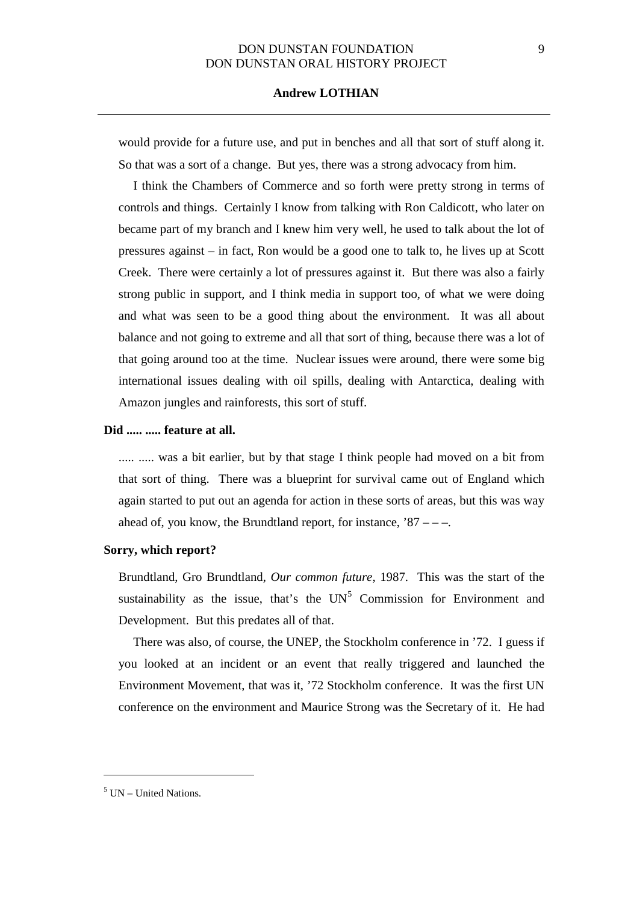would provide for a future use, and put in benches and all that sort of stuff along it. So that was a sort of a change. But yes, there was a strong advocacy from him.

I think the Chambers of Commerce and so forth were pretty strong in terms of controls and things. Certainly I know from talking with Ron Caldicott, who later on became part of my branch and I knew him very well, he used to talk about the lot of pressures against – in fact, Ron would be a good one to talk to, he lives up at Scott Creek. There were certainly a lot of pressures against it. But there was also a fairly strong public in support, and I think media in support too, of what we were doing and what was seen to be a good thing about the environment. It was all about balance and not going to extreme and all that sort of thing, because there was a lot of that going around too at the time. Nuclear issues were around, there were some big international issues dealing with oil spills, dealing with Antarctica, dealing with Amazon jungles and rainforests, this sort of stuff.

**Did ..... ..... feature at all.**

..... ..... was a bit earlier, but by that stage I think people had moved on a bit from that sort of thing. There was a blueprint for survival came out of England which again started to put out an agenda for action in these sorts of areas, but this was way ahead of, you know, the Brundtland report, for instance, '87 – – –.

**Sorry, which report?**

Brundtland, Gro Brundtland, *Our common future*, 1987. This was the start of the sustainability as the issue, that's the UN[5] Commission for Environment and Development. But this predates all of that.

There was also, of course, the UNEP, the Stockholm conference in '72. I guess if you looked at an incident or an event that really triggered and launched the Environment Movement, that was it, '72 Stockholm conference. It was the first UN conference on the environment and Maurice Strong was the Secretary of it. He had

[5] UN – United Nations.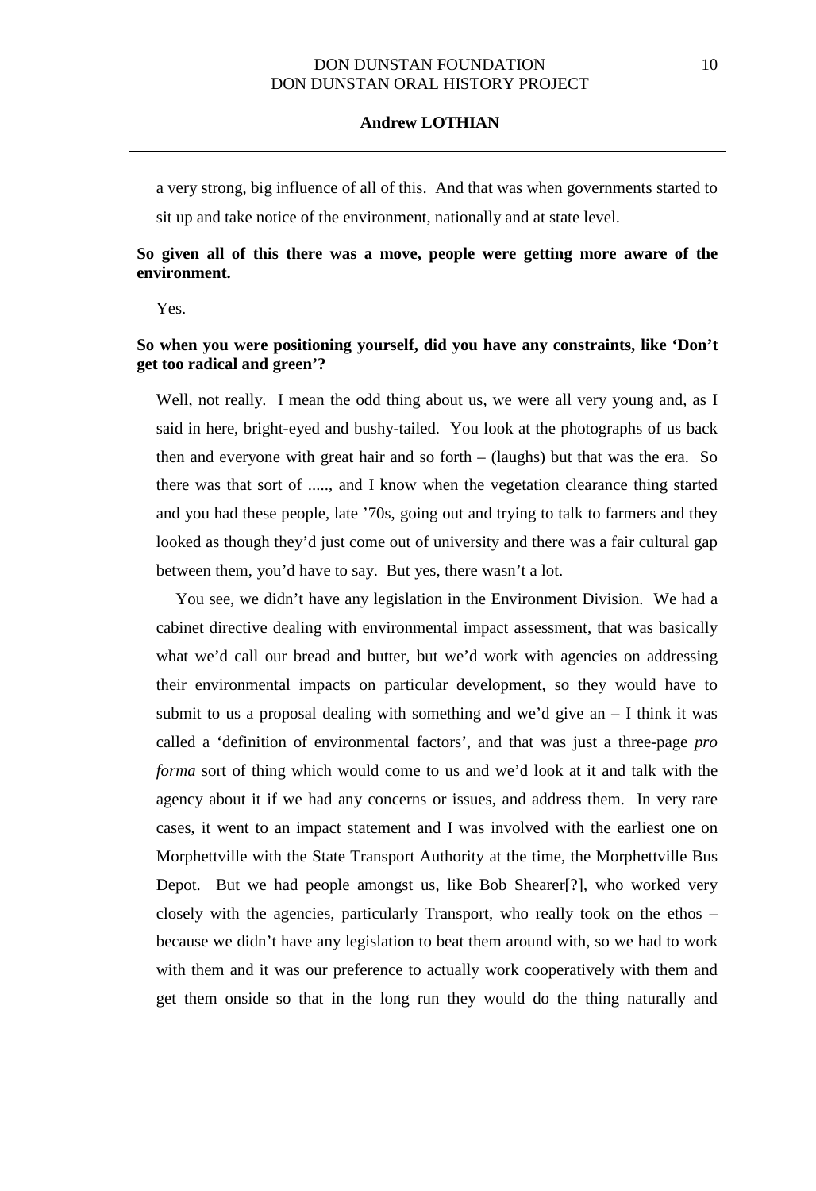a very strong, big influence of all of this. And that was when governments started to sit up and take notice of the environment, nationally and at state level.

**So given all of this there was a move, people were getting more aware of the environment.**

Yes.

**So when you were positioning yourself, did you have any constraints, like 'Don't get too radical and green'?**

Well, not really. I mean the odd thing about us, we were all very young and, as I said in here, bright-eyed and bushy-tailed. You look at the photographs of us back then and everyone with great hair and so forth – (laughs) but that was the era. So there was that sort of ....., and I know when the vegetation clearance thing started and you had these people, late '70s, going out and trying to talk to farmers and they looked as though they'd just come out of university and there was a fair cultural gap between them, you'd have to say. But yes, there wasn't a lot.

You see, we didn't have any legislation in the Environment Division. We had a cabinet directive dealing with environmental impact assessment, that was basically what we'd call our bread and butter, but we'd work with agencies on addressing their environmental impacts on particular development, so they would have to submit to us a proposal dealing with something and we'd give an – I think it was called a 'definition of environmental factors', and that was just a three-page *pro forma* sort of thing which would come to us and we'd look at it and talk with the agency about it if we had any concerns or issues, and address them. In very rare cases, it went to an impact statement and I was involved with the earliest one on Morphettville with the State Transport Authority at the time, the Morphettville Bus Depot. But we had people amongst us, like Bob Shearer[?], who worked very closely with the agencies, particularly Transport, who really took on the ethos – because we didn't have any legislation to beat them around with, so we had to work with them and it was our preference to actually work cooperatively with them and get them onside so that in the long run they would do the thing naturally and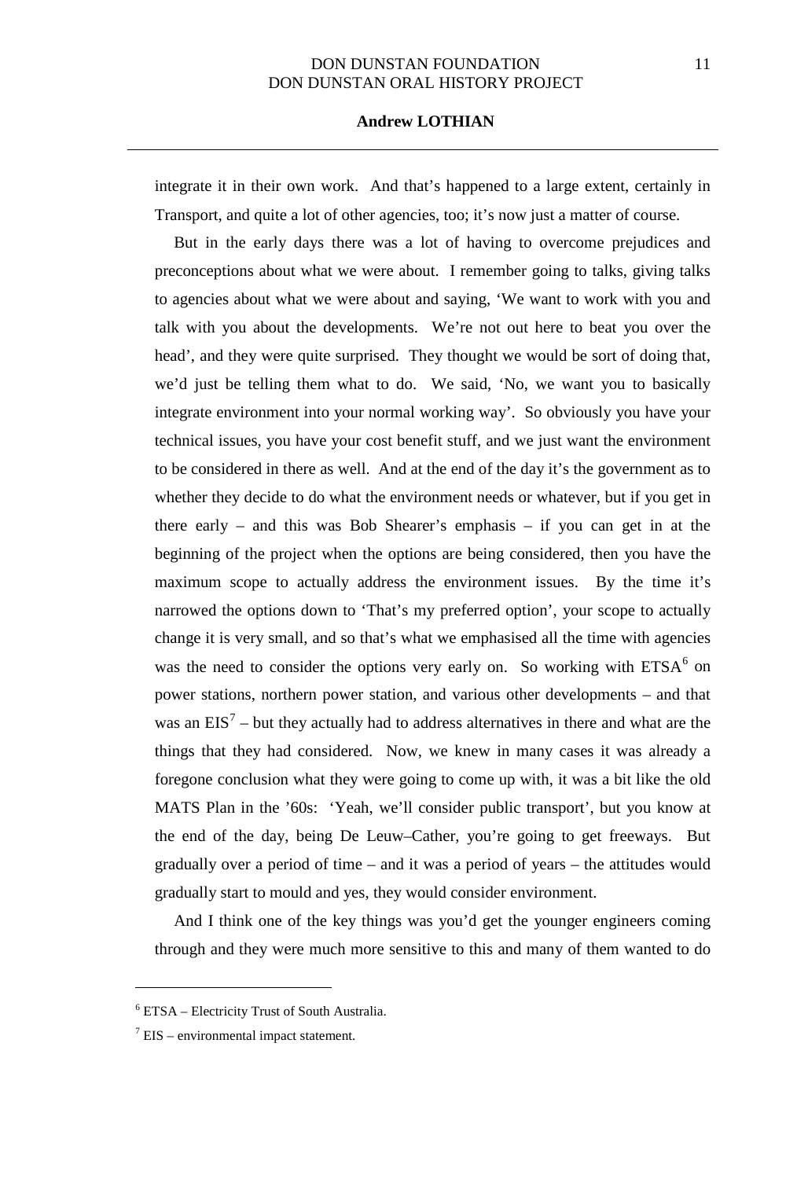integrate it in their own work. And that's happened to a large extent, certainly in Transport, and quite a lot of other agencies, too; it's now just a matter of course.

But in the early days there was a lot of having to overcome prejudices and preconceptions about what we were about. I remember going to talks, giving talks to agencies about what we were about and saying, 'We want to work with you and talk with you about the developments. We're not out here to beat you over the head', and they were quite surprised. They thought we would be sort of doing that, we'd just be telling them what to do. We said, 'No, we want you to basically integrate environment into your normal working way'. So obviously you have your technical issues, you have your cost benefit stuff, and we just want the environment to be considered in there as well. And at the end of the day it's the government as to whether they decide to do what the environment needs or whatever, but if you get in there early – and this was Bob Shearer's emphasis – if you can get in at the beginning of the project when the options are being considered, then you have the maximum scope to actually address the environment issues. By the time it's narrowed the options down to 'That's my preferred option', your scope to actually change it is very small, and so that's what we emphasised all the time with agencies was the need to consider the options very early on. So working with ETSA[6] on power stations, northern power station, and various other developments – and that was an EIS[7] – but they actually had to address alternatives in there and what are the things that they had considered. Now, we knew in many cases it was already a foregone conclusion what they were going to come up with, it was a bit like the old MATS Plan in the '60s: 'Yeah, we'll consider public transport', but you know at the end of the day, being De Leuw–Cather, you're going to get freeways. But gradually over a period of time – and it was a period of years – the attitudes would gradually start to mould and yes, they would consider environment.

And I think one of the key things was you'd get the younger engineers coming through and they were much more sensitive to this and many of them wanted to do

---

[6] ETSA – Electricity Trust of South Australia.

[7] EIS – environmental impact statement.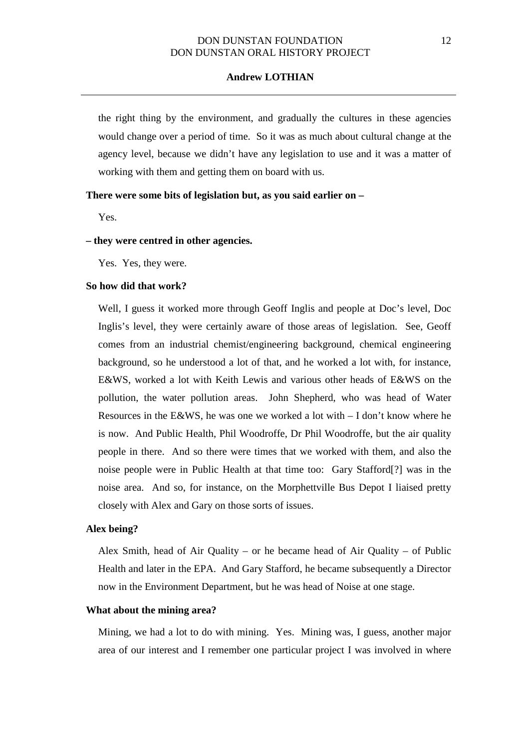the right thing by the environment, and gradually the cultures in these agencies would change over a period of time. So it was as much about cultural change at the agency level, because we didn't have any legislation to use and it was a matter of working with them and getting them on board with us.

**There were some bits of legislation but, as you said earlier on –**

Yes.

**– they were centred in other agencies.**

Yes. Yes, they were.

**So how did that work?**

Well, I guess it worked more through Geoff Inglis and people at Doc's level, Doc Inglis's level, they were certainly aware of those areas of legislation. See, Geoff comes from an industrial chemist/engineering background, chemical engineering background, so he understood a lot of that, and he worked a lot with, for instance, E&WS, worked a lot with Keith Lewis and various other heads of E&WS on the pollution, the water pollution areas. John Shepherd, who was head of Water Resources in the E&WS, he was one we worked a lot with – I don't know where he is now. And Public Health, Phil Woodroffe, Dr Phil Woodroffe, but the air quality people in there. And so there were times that we worked with them, and also the noise people were in Public Health at that time too: Gary Stafford[?] was in the noise area. And so, for instance, on the Morphettville Bus Depot I liaised pretty closely with Alex and Gary on those sorts of issues.

**Alex being?**

Alex Smith, head of Air Quality – or he became head of Air Quality – of Public Health and later in the EPA. And Gary Stafford, he became subsequently a Director now in the Environment Department, but he was head of Noise at one stage.

**What about the mining area?**

Mining, we had a lot to do with mining. Yes. Mining was, I guess, another major area of our interest and I remember one particular project I was involved in where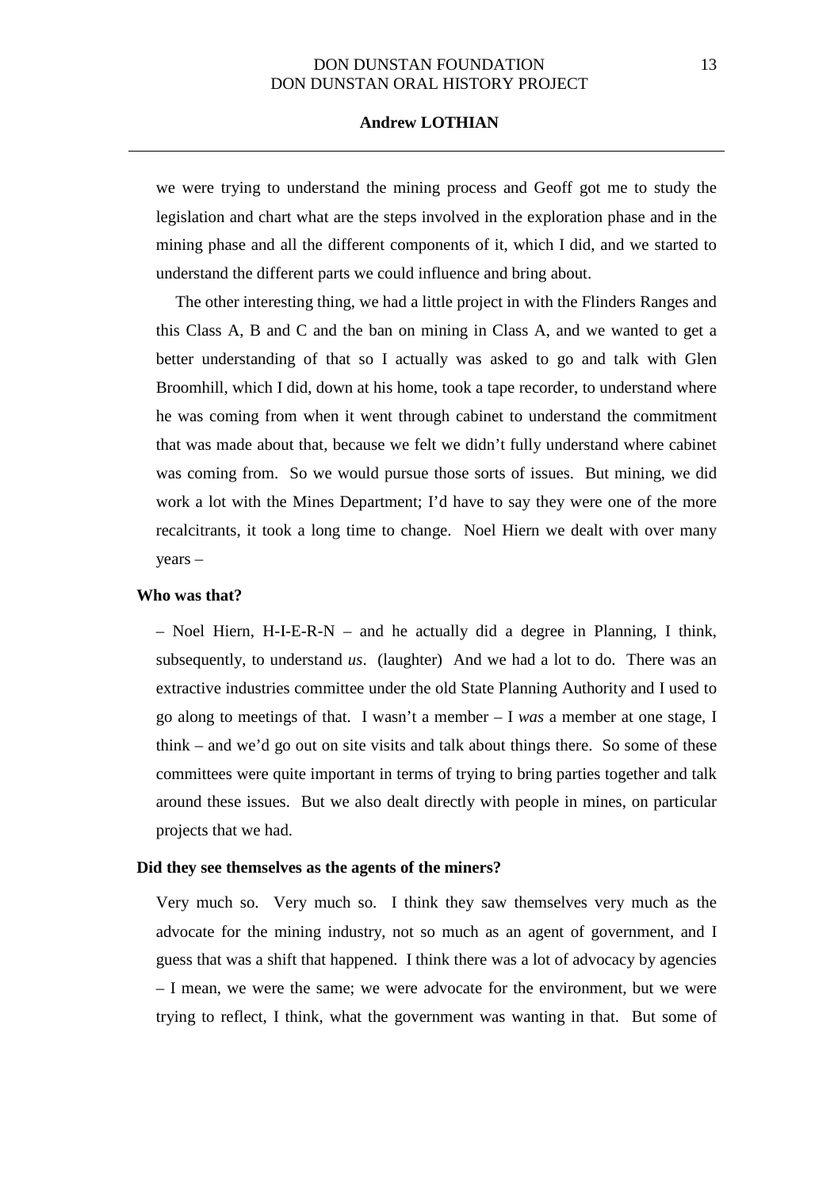we were trying to understand the mining process and Geoff got me to study the legislation and chart what are the steps involved in the exploration phase and in the mining phase and all the different components of it, which I did, and we started to understand the different parts we could influence and bring about.

The other interesting thing, we had a little project in with the Flinders Ranges and this Class A, B and C and the ban on mining in Class A, and we wanted to get a better understanding of that so I actually was asked to go and talk with Glen Broomhill, which I did, down at his home, took a tape recorder, to understand where he was coming from when it went through cabinet to understand the commitment that was made about that, because we felt we didn't fully understand where cabinet was coming from. So we would pursue those sorts of issues. But mining, we did work a lot with the Mines Department; I'd have to say they were one of the more recalcitrants, it took a long time to change. Noel Hiern we dealt with over many years –

**Who was that?**

– Noel Hiern, H-I-E-R-N – and he actually did a degree in Planning, I think, subsequently, to understand *us*. (laughter) And we had a lot to do. There was an extractive industries committee under the old State Planning Authority and I used to go along to meetings of that. I wasn't a member – I *was* a member at one stage, I think – and we'd go out on site visits and talk about things there. So some of these committees were quite important in terms of trying to bring parties together and talk around these issues. But we also dealt directly with people in mines, on particular projects that we had.

**Did they see themselves as the agents of the miners?**

Very much so. Very much so. I think they saw themselves very much as the advocate for the mining industry, not so much as an agent of government, and I guess that was a shift that happened. I think there was a lot of advocacy by agencies – I mean, we were the same; we were advocate for the environment, but we were trying to reflect, I think, what the government was wanting in that. But some of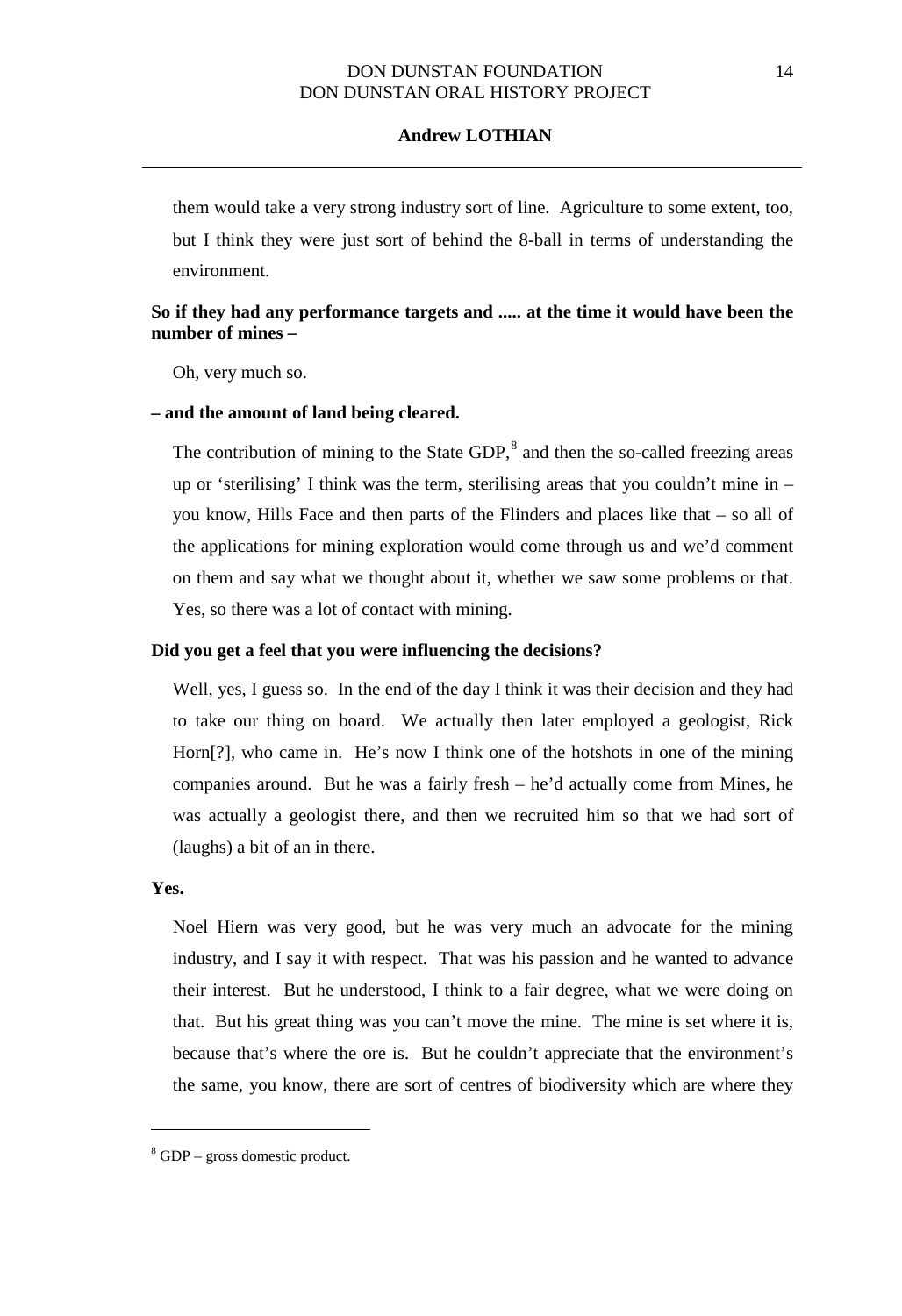them would take a very strong industry sort of line. Agriculture to some extent, too, but I think they were just sort of behind the 8-ball in terms of understanding the environment.

**So if they had any performance targets and ..... at the time it would have been the number of mines –**

Oh, very much so.

**– and the amount of land being cleared.**

The contribution of mining to the State GDP,[8] and then the so-called freezing areas up or 'sterilising' I think was the term, sterilising areas that you couldn't mine in – you know, Hills Face and then parts of the Flinders and places like that – so all of the applications for mining exploration would come through us and we'd comment on them and say what we thought about it, whether we saw some problems or that. Yes, so there was a lot of contact with mining.

**Did you get a feel that you were influencing the decisions?**

Well, yes, I guess so. In the end of the day I think it was their decision and they had to take our thing on board. We actually then later employed a geologist, Rick Horn[?], who came in. He's now I think one of the hotshots in one of the mining companies around. But he was a fairly fresh – he'd actually come from Mines, he was actually a geologist there, and then we recruited him so that we had sort of (laughs) a bit of an in there.

**Yes.**

Noel Hiern was very good, but he was very much an advocate for the mining industry, and I say it with respect. That was his passion and he wanted to advance their interest. But he understood, I think to a fair degree, what we were doing on that. But his great thing was you can't move the mine. The mine is set where it is, because that's where the ore is. But he couldn't appreciate that the environment's the same, you know, there are sort of centres of biodiversity which are where they

---

[8] GDP – gross domestic product.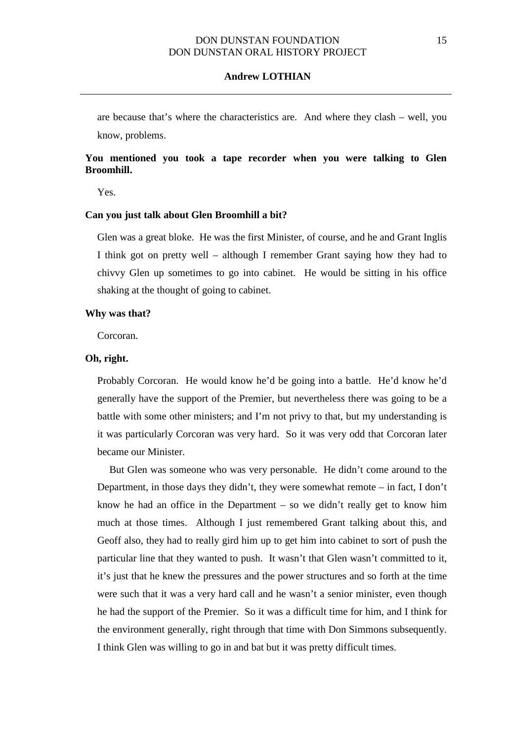are because that's where the characteristics are. And where they clash – well, you know, problems.

**You mentioned you took a tape recorder when you were talking to Glen Broomhill.**

Yes.

**Can you just talk about Glen Broomhill a bit?**

Glen was a great bloke. He was the first Minister, of course, and he and Grant Inglis I think got on pretty well – although I remember Grant saying how they had to chivvy Glen up sometimes to go into cabinet. He would be sitting in his office shaking at the thought of going to cabinet.

**Why was that?**

Corcoran.

**Oh, right.**

Probably Corcoran. He would know he'd be going into a battle. He'd know he'd generally have the support of the Premier, but nevertheless there was going to be a battle with some other ministers; and I'm not privy to that, but my understanding is it was particularly Corcoran was very hard. So it was very odd that Corcoran later became our Minister.

But Glen was someone who was very personable. He didn't come around to the Department, in those days they didn't, they were somewhat remote – in fact, I don't know he had an office in the Department – so we didn't really get to know him much at those times. Although I just remembered Grant talking about this, and Geoff also, they had to really gird him up to get him into cabinet to sort of push the particular line that they wanted to push. It wasn't that Glen wasn't committed to it, it's just that he knew the pressures and the power structures and so forth at the time were such that it was a very hard call and he wasn't a senior minister, even though he had the support of the Premier. So it was a difficult time for him, and I think for the environment generally, right through that time with Don Simmons subsequently. I think Glen was willing to go in and bat but it was pretty difficult times.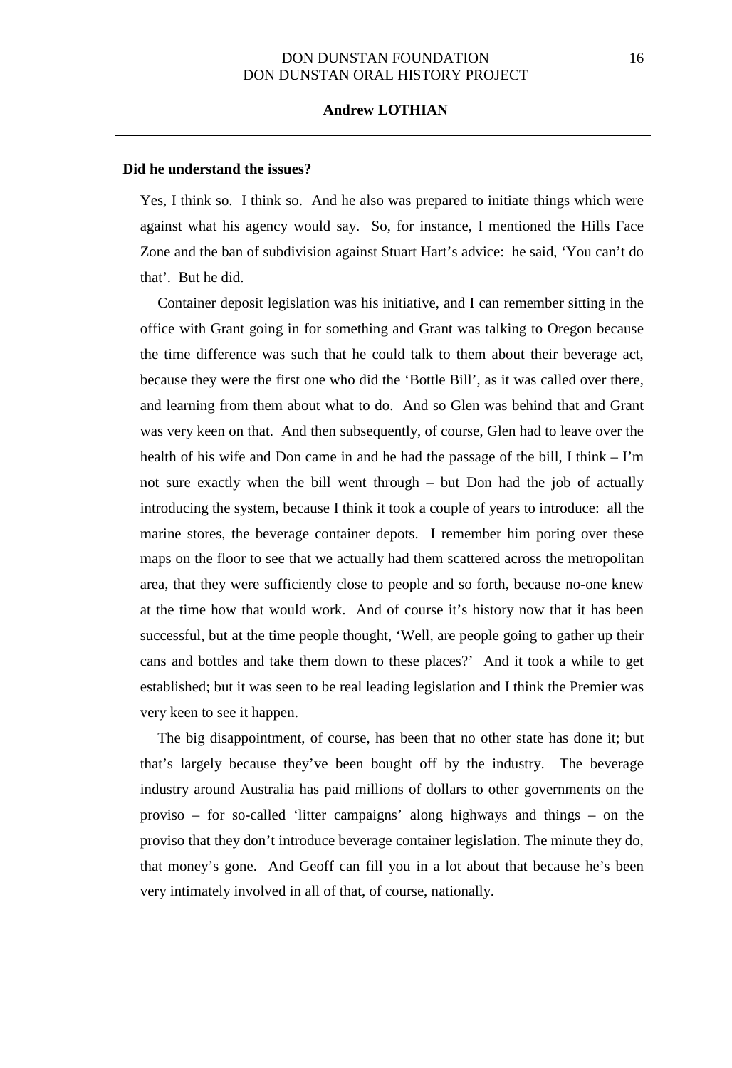**Did he understand the issues?**

Yes, I think so. I think so. And he also was prepared to initiate things which were against what his agency would say. So, for instance, I mentioned the Hills Face Zone and the ban of subdivision against Stuart Hart's advice: he said, 'You can't do that'. But he did.

Container deposit legislation was his initiative, and I can remember sitting in the office with Grant going in for something and Grant was talking to Oregon because the time difference was such that he could talk to them about their beverage act, because they were the first one who did the 'Bottle Bill', as it was called over there, and learning from them about what to do. And so Glen was behind that and Grant was very keen on that. And then subsequently, of course, Glen had to leave over the health of his wife and Don came in and he had the passage of the bill, I think – I'm not sure exactly when the bill went through – but Don had the job of actually introducing the system, because I think it took a couple of years to introduce: all the marine stores, the beverage container depots. I remember him poring over these maps on the floor to see that we actually had them scattered across the metropolitan area, that they were sufficiently close to people and so forth, because no-one knew at the time how that would work. And of course it's history now that it has been successful, but at the time people thought, 'Well, are people going to gather up their cans and bottles and take them down to these places?' And it took a while to get established; but it was seen to be real leading legislation and I think the Premier was very keen to see it happen.

The big disappointment, of course, has been that no other state has done it; but that's largely because they've been bought off by the industry. The beverage industry around Australia has paid millions of dollars to other governments on the proviso – for so-called 'litter campaigns' along highways and things – on the proviso that they don't introduce beverage container legislation. The minute they do, that money's gone. And Geoff can fill you in a lot about that because he's been very intimately involved in all of that, of course, nationally.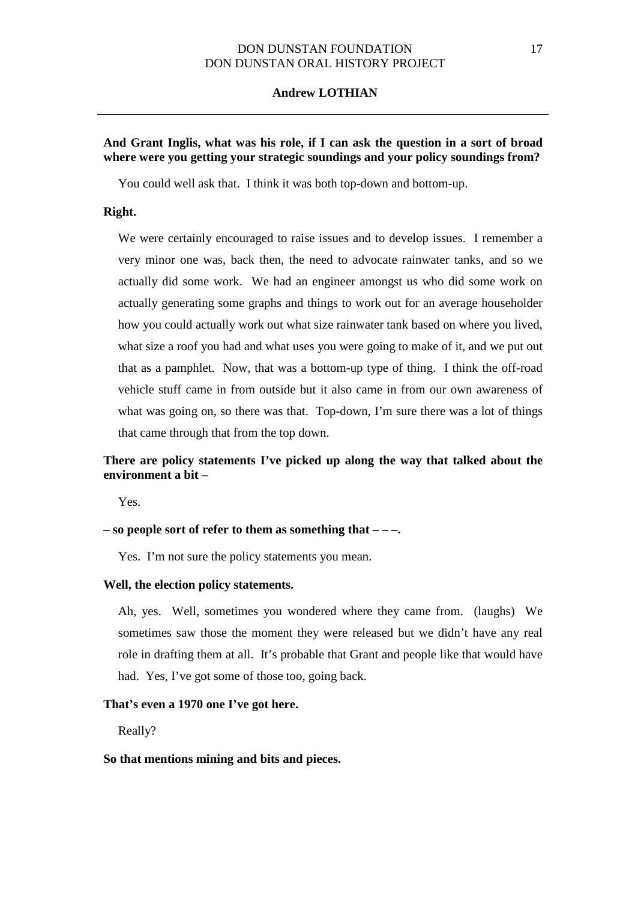**And Grant Inglis, what was his role, if I can ask the question in a sort of broad where were you getting your strategic soundings and your policy soundings from?**

You could well ask that. I think it was both top-down and bottom-up.

**Right.**

We were certainly encouraged to raise issues and to develop issues. I remember a very minor one was, back then, the need to advocate rainwater tanks, and so we actually did some work. We had an engineer amongst us who did some work on actually generating some graphs and things to work out for an average householder how you could actually work out what size rainwater tank based on where you lived, what size a roof you had and what uses you were going to make of it, and we put out that as a pamphlet. Now, that was a bottom-up type of thing. I think the off-road vehicle stuff came in from outside but it also came in from our own awareness of what was going on, so there was that. Top-down, I'm sure there was a lot of things that came through that from the top down.

**There are policy statements I've picked up along the way that talked about the environment a bit –**

Yes.

**– so people sort of refer to them as something that – – –.**

Yes. I'm not sure the policy statements you mean.

**Well, the election policy statements.**

Ah, yes. Well, sometimes you wondered where they came from. (laughs) We sometimes saw those the moment they were released but we didn't have any real role in drafting them at all. It's probable that Grant and people like that would have had. Yes, I've got some of those too, going back.

**That's even a 1970 one I've got here.**

Really?

**So that mentions mining and bits and pieces.**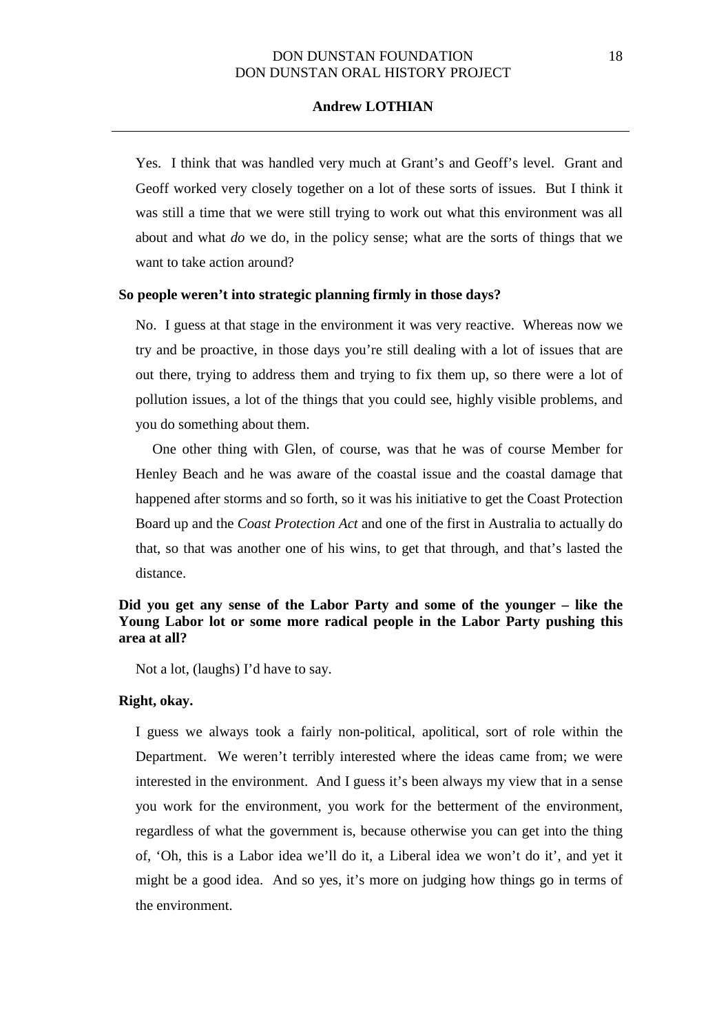Yes. I think that was handled very much at Grant's and Geoff's level. Grant and Geoff worked very closely together on a lot of these sorts of issues. But I think it was still a time that we were still trying to work out what this environment was all about and what *do* we do, in the policy sense; what are the sorts of things that we want to take action around?

**So people weren't into strategic planning firmly in those days?**

No. I guess at that stage in the environment it was very reactive. Whereas now we try and be proactive, in those days you're still dealing with a lot of issues that are out there, trying to address them and trying to fix them up, so there were a lot of pollution issues, a lot of the things that you could see, highly visible problems, and you do something about them.

One other thing with Glen, of course, was that he was of course Member for Henley Beach and he was aware of the coastal issue and the coastal damage that happened after storms and so forth, so it was his initiative to get the Coast Protection Board up and the *Coast Protection Act* and one of the first in Australia to actually do that, so that was another one of his wins, to get that through, and that's lasted the distance.

**Did you get any sense of the Labor Party and some of the younger – like the Young Labor lot or some more radical people in the Labor Party pushing this area at all?**

Not a lot, (laughs) I'd have to say.

**Right, okay.**

I guess we always took a fairly non-political, apolitical, sort of role within the Department. We weren't terribly interested where the ideas came from; we were interested in the environment. And I guess it's been always my view that in a sense you work for the environment, you work for the betterment of the environment, regardless of what the government is, because otherwise you can get into the thing of, 'Oh, this is a Labor idea we'll do it, a Liberal idea we won't do it', and yet it might be a good idea. And so yes, it's more on judging how things go in terms of the environment.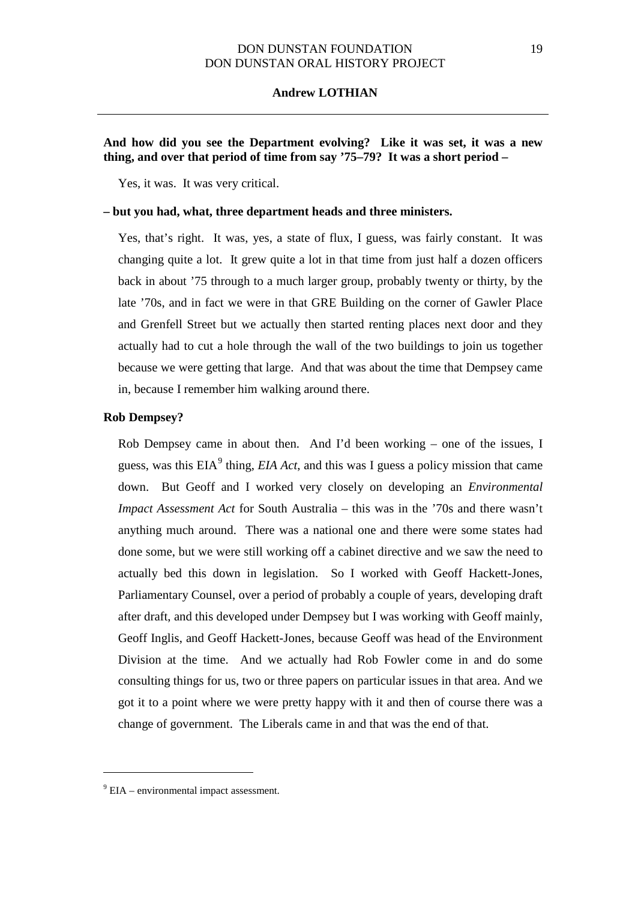**And how did you see the Department evolving? Like it was set, it was a new thing, and over that period of time from say '75–79? It was a short period –**

Yes, it was. It was very critical.

**– but you had, what, three department heads and three ministers.**

Yes, that's right. It was, yes, a state of flux, I guess, was fairly constant. It was changing quite a lot. It grew quite a lot in that time from just half a dozen officers back in about '75 through to a much larger group, probably twenty or thirty, by the late '70s, and in fact we were in that GRE Building on the corner of Gawler Place and Grenfell Street but we actually then started renting places next door and they actually had to cut a hole through the wall of the two buildings to join us together because we were getting that large. And that was about the time that Dempsey came in, because I remember him walking around there.

**Rob Dempsey?**

Rob Dempsey came in about then. And I'd been working – one of the issues, I guess, was this EIA[9] thing, *EIA Act*, and this was I guess a policy mission that came down. But Geoff and I worked very closely on developing an *Environmental Impact Assessment Act* for South Australia – this was in the '70s and there wasn't anything much around. There was a national one and there were some states had done some, but we were still working off a cabinet directive and we saw the need to actually bed this down in legislation. So I worked with Geoff Hackett-Jones, Parliamentary Counsel, over a period of probably a couple of years, developing draft after draft, and this developed under Dempsey but I was working with Geoff mainly, Geoff Inglis, and Geoff Hackett-Jones, because Geoff was head of the Environment Division at the time. And we actually had Rob Fowler come in and do some consulting things for us, two or three papers on particular issues in that area. And we got it to a point where we were pretty happy with it and then of course there was a change of government. The Liberals came in and that was the end of that.

---

[9] EIA – environmental impact assessment.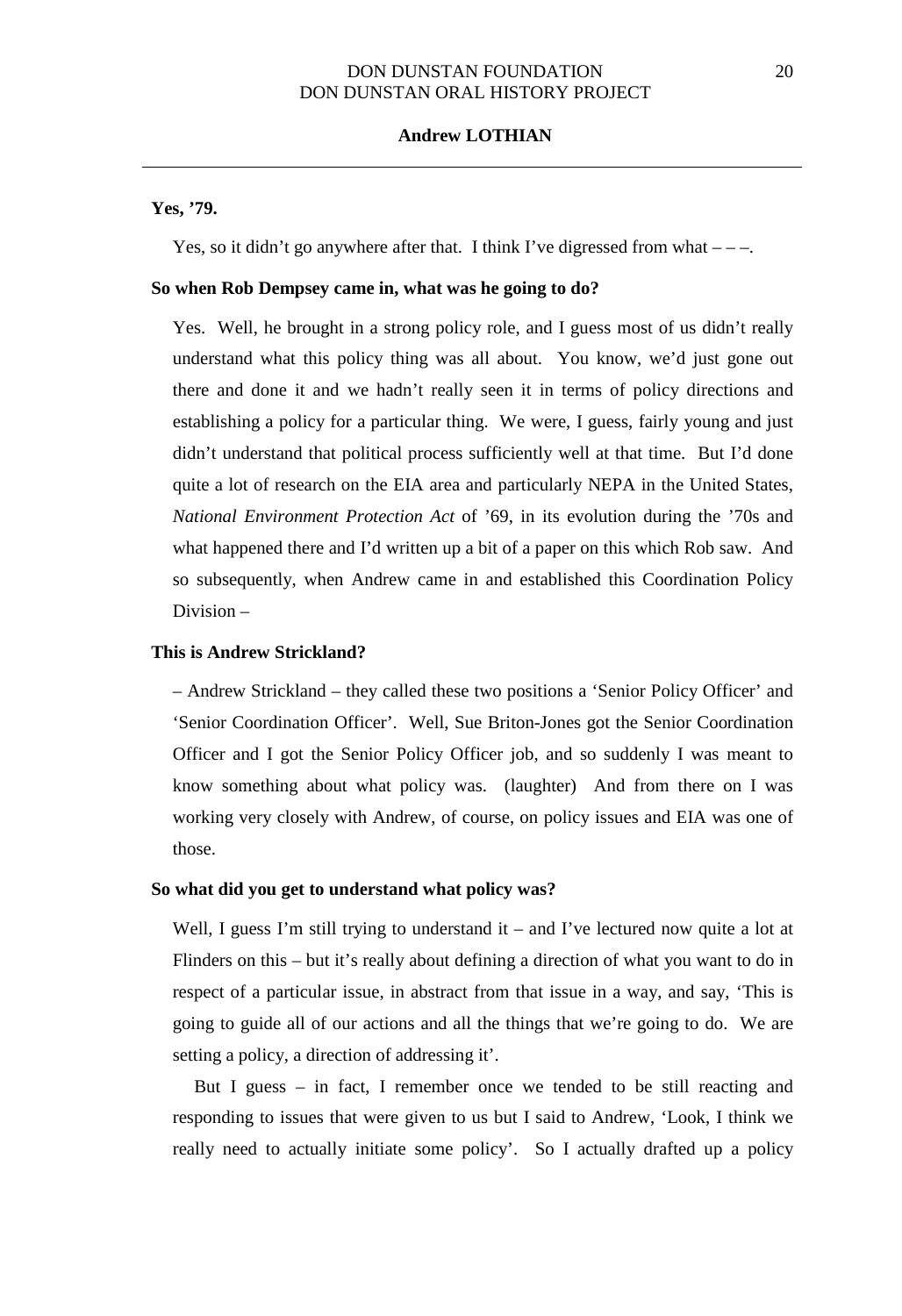**Yes, ’79.**

Yes, so it didn’t go anywhere after that. I think I’ve digressed from what – – –.

**So when Rob Dempsey came in, what was he going to do?**

Yes. Well, he brought in a strong policy role, and I guess most of us didn’t really understand what this policy thing was all about. You know, we’d just gone out there and done it and we hadn’t really seen it in terms of policy directions and establishing a policy for a particular thing. We were, I guess, fairly young and just didn’t understand that political process sufficiently well at that time. But I’d done quite a lot of research on the EIA area and particularly NEPA in the United States, *National Environment Protection Act* of ’69, in its evolution during the ’70s and what happened there and I’d written up a bit of a paper on this which Rob saw. And so subsequently, when Andrew came in and established this Coordination Policy Division –

**This is Andrew Strickland?**

– Andrew Strickland – they called these two positions a ‘Senior Policy Officer’ and ‘Senior Coordination Officer’. Well, Sue Briton-Jones got the Senior Coordination Officer and I got the Senior Policy Officer job, and so suddenly I was meant to know something about what policy was. (laughter) And from there on I was working very closely with Andrew, of course, on policy issues and EIA was one of those.

**So what did you get to understand what policy was?**

Well, I guess I’m still trying to understand it – and I’ve lectured now quite a lot at Flinders on this – but it’s really about defining a direction of what you want to do in respect of a particular issue, in abstract from that issue in a way, and say, ‘This is going to guide all of our actions and all the things that we’re going to do. We are setting a policy, a direction of addressing it’.

But I guess – in fact, I remember once we tended to be still reacting and responding to issues that were given to us but I said to Andrew, ‘Look, I think we really need to actually initiate some policy’. So I actually drafted up a policy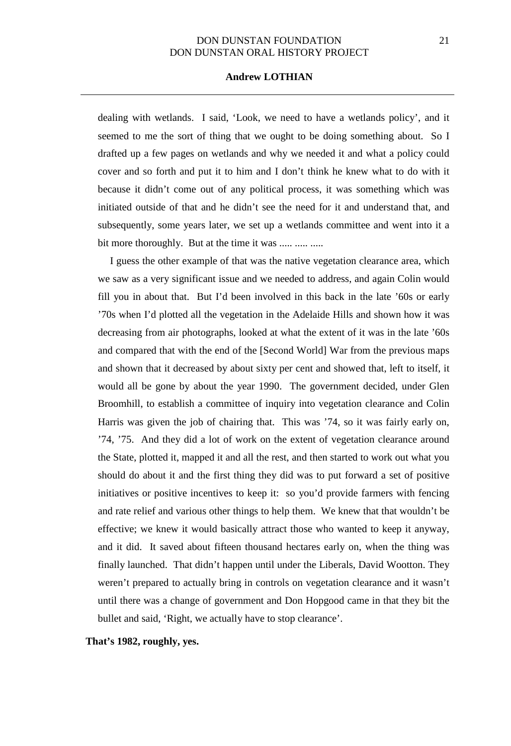dealing with wetlands. I said, 'Look, we need to have a wetlands policy', and it seemed to me the sort of thing that we ought to be doing something about. So I drafted up a few pages on wetlands and why we needed it and what a policy could cover and so forth and put it to him and I don't think he knew what to do with it because it didn't come out of any political process, it was something which was initiated outside of that and he didn't see the need for it and understand that, and subsequently, some years later, we set up a wetlands committee and went into it a bit more thoroughly. But at the time it was ..... ..... .....

I guess the other example of that was the native vegetation clearance area, which we saw as a very significant issue and we needed to address, and again Colin would fill you in about that. But I'd been involved in this back in the late '60s or early '70s when I'd plotted all the vegetation in the Adelaide Hills and shown how it was decreasing from air photographs, looked at what the extent of it was in the late '60s and compared that with the end of the [Second World] War from the previous maps and shown that it decreased by about sixty per cent and showed that, left to itself, it would all be gone by about the year 1990. The government decided, under Glen Broomhill, to establish a committee of inquiry into vegetation clearance and Colin Harris was given the job of chairing that. This was '74, so it was fairly early on, '74, '75. And they did a lot of work on the extent of vegetation clearance around the State, plotted it, mapped it and all the rest, and then started to work out what you should do about it and the first thing they did was to put forward a set of positive initiatives or positive incentives to keep it: so you'd provide farmers with fencing and rate relief and various other things to help them. We knew that that wouldn't be effective; we knew it would basically attract those who wanted to keep it anyway, and it did. It saved about fifteen thousand hectares early on, when the thing was finally launched. That didn't happen until under the Liberals, David Wootton. They weren't prepared to actually bring in controls on vegetation clearance and it wasn't until there was a change of government and Don Hopgood came in that they bit the bullet and said, 'Right, we actually have to stop clearance'.

**That's 1982, roughly, yes.**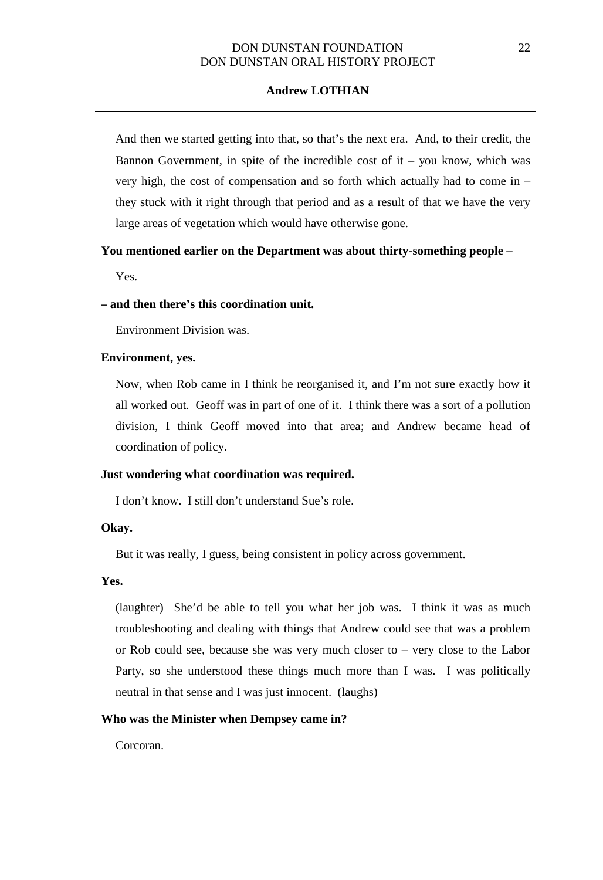And then we started getting into that, so that's the next era. And, to their credit, the Bannon Government, in spite of the incredible cost of it – you know, which was very high, the cost of compensation and so forth which actually had to come in – they stuck with it right through that period and as a result of that we have the very large areas of vegetation which would have otherwise gone.

**You mentioned earlier on the Department was about thirty-something people –**

Yes.

**– and then there's this coordination unit.**

Environment Division was.

**Environment, yes.**

Now, when Rob came in I think he reorganised it, and I'm not sure exactly how it all worked out. Geoff was in part of one of it. I think there was a sort of a pollution division, I think Geoff moved into that area; and Andrew became head of coordination of policy.

**Just wondering what coordination was required.**

I don't know. I still don't understand Sue's role.

**Okay.**

But it was really, I guess, being consistent in policy across government.

**Yes.**

(laughter) She'd be able to tell you what her job was. I think it was as much troubleshooting and dealing with things that Andrew could see that was a problem or Rob could see, because she was very much closer to – very close to the Labor Party, so she understood these things much more than I was. I was politically neutral in that sense and I was just innocent. (laughs)

**Who was the Minister when Dempsey came in?**

Corcoran.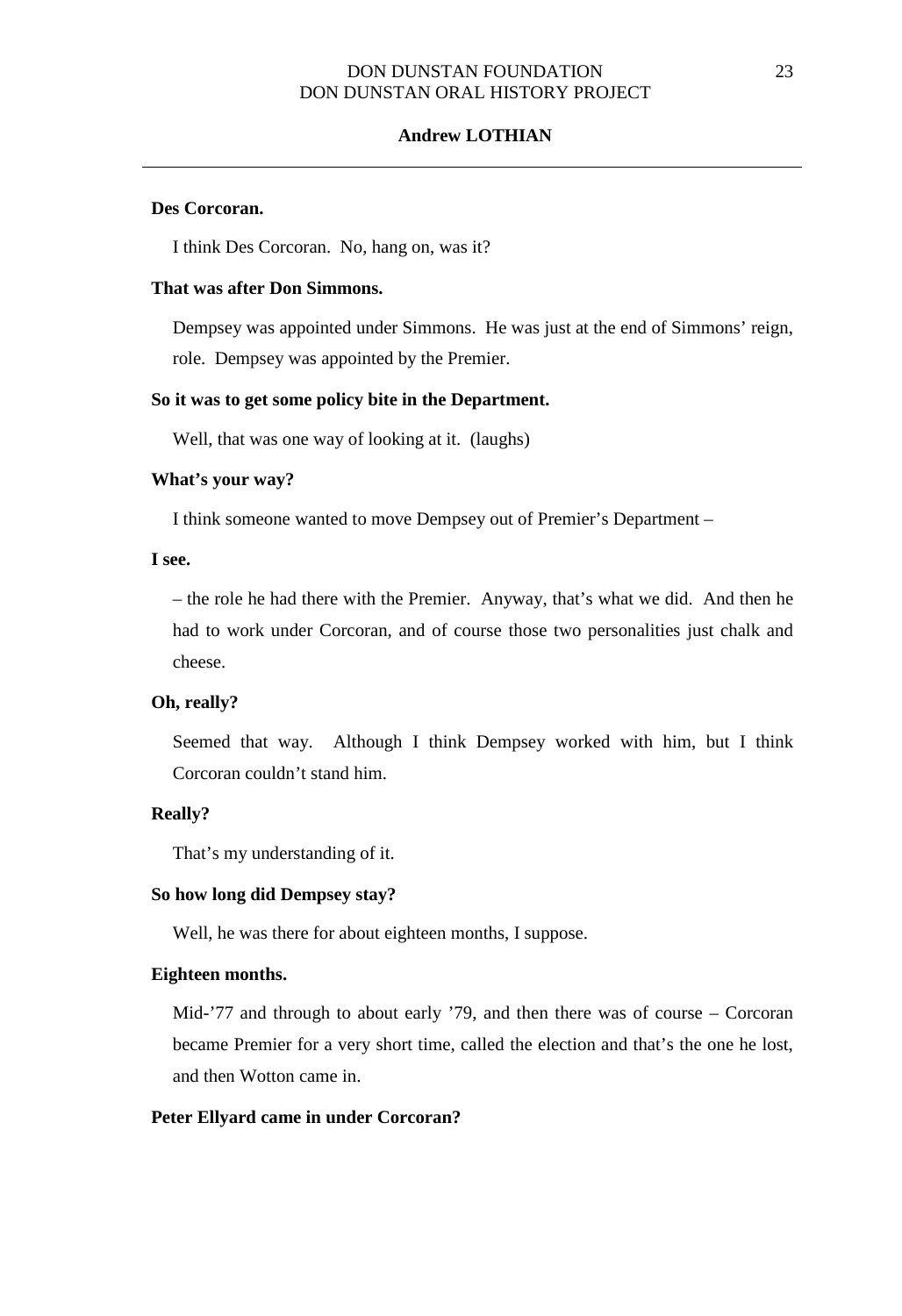**Des Corcoran.**

I think Des Corcoran. No, hang on, was it?

**That was after Don Simmons.**

Dempsey was appointed under Simmons. He was just at the end of Simmons' reign, role. Dempsey was appointed by the Premier.

**So it was to get some policy bite in the Department.**

Well, that was one way of looking at it. (laughs)

**What's your way?**

I think someone wanted to move Dempsey out of Premier's Department –

**I see.**

– the role he had there with the Premier. Anyway, that's what we did. And then he had to work under Corcoran, and of course those two personalities just chalk and cheese.

**Oh, really?**

Seemed that way. Although I think Dempsey worked with him, but I think Corcoran couldn't stand him.

**Really?**

That's my understanding of it.

**So how long did Dempsey stay?**

Well, he was there for about eighteen months, I suppose.

**Eighteen months.**

Mid-'77 and through to about early '79, and then there was of course – Corcoran became Premier for a very short time, called the election and that's the one he lost, and then Wotton came in.

**Peter Ellyard came in under Corcoran?**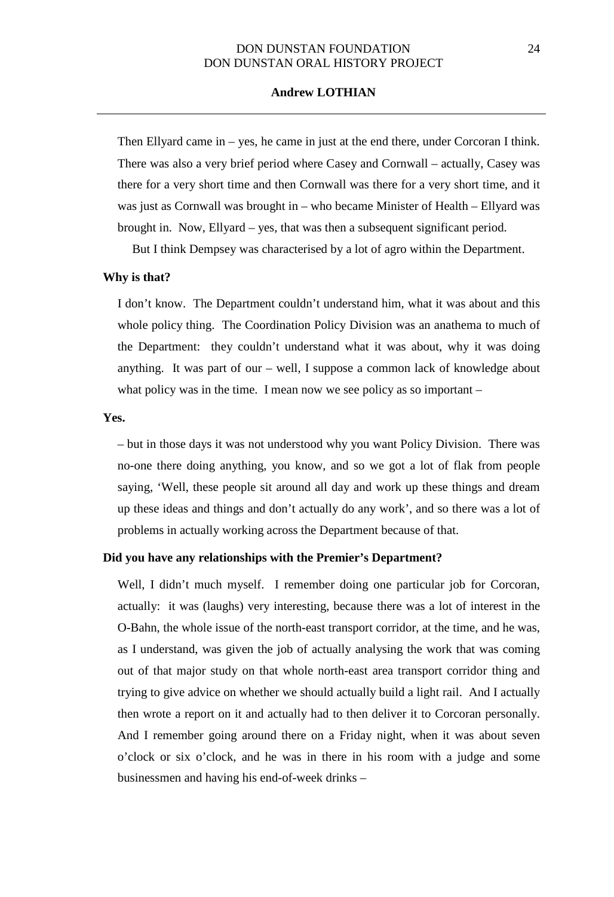Then Ellyard came in – yes, he came in just at the end there, under Corcoran I think. There was also a very brief period where Casey and Cornwall – actually, Casey was there for a very short time and then Cornwall was there for a very short time, and it was just as Cornwall was brought in – who became Minister of Health – Ellyard was brought in. Now, Ellyard – yes, that was then a subsequent significant period.

But I think Dempsey was characterised by a lot of agro within the Department.

**Why is that?**

I don't know. The Department couldn't understand him, what it was about and this whole policy thing. The Coordination Policy Division was an anathema to much of the Department: they couldn't understand what it was about, why it was doing anything. It was part of our – well, I suppose a common lack of knowledge about what policy was in the time. I mean now we see policy as so important –

**Yes.**

– but in those days it was not understood why you want Policy Division. There was no-one there doing anything, you know, and so we got a lot of flak from people saying, 'Well, these people sit around all day and work up these things and dream up these ideas and things and don't actually do any work', and so there was a lot of problems in actually working across the Department because of that.

**Did you have any relationships with the Premier's Department?**

Well, I didn't much myself. I remember doing one particular job for Corcoran, actually: it was (laughs) very interesting, because there was a lot of interest in the O-Bahn, the whole issue of the north-east transport corridor, at the time, and he was, as I understand, was given the job of actually analysing the work that was coming out of that major study on that whole north-east area transport corridor thing and trying to give advice on whether we should actually build a light rail. And I actually then wrote a report on it and actually had to then deliver it to Corcoran personally. And I remember going around there on a Friday night, when it was about seven o'clock or six o'clock, and he was in there in his room with a judge and some businessmen and having his end-of-week drinks –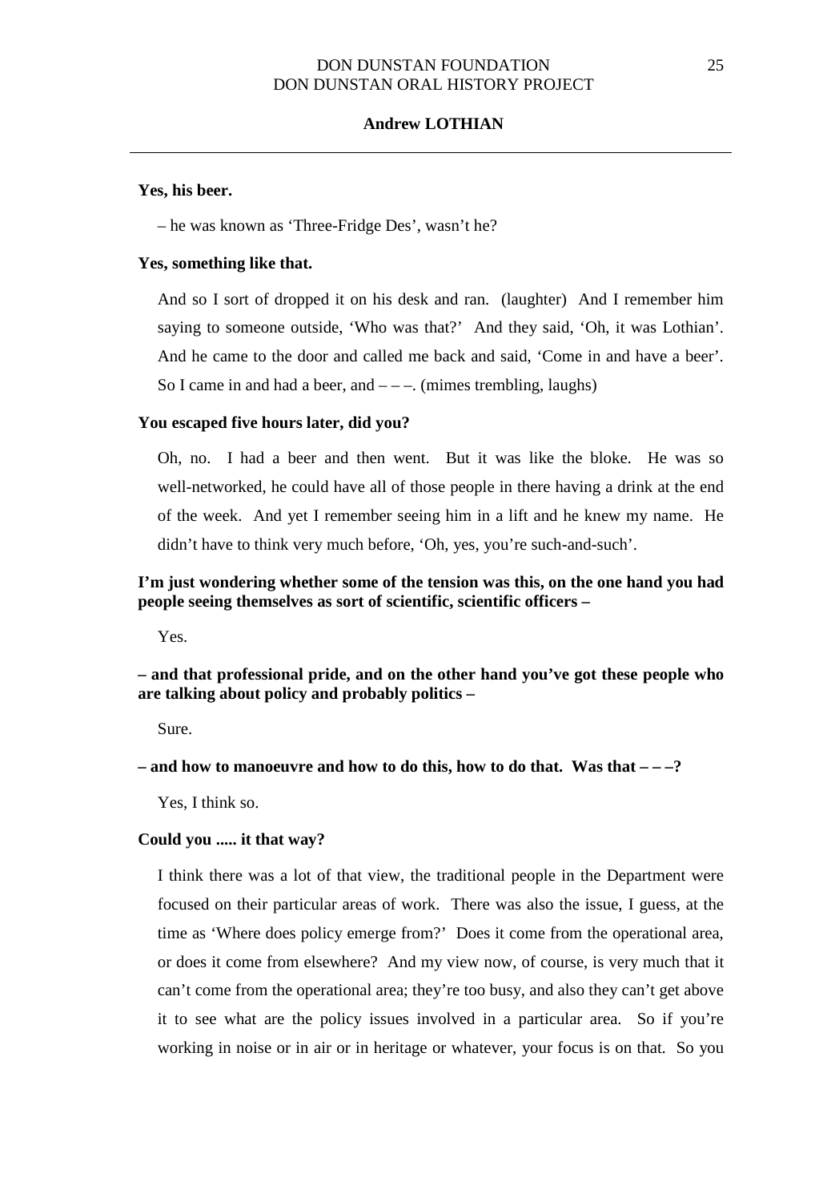**Yes, his beer.**

– he was known as 'Three-Fridge Des', wasn't he?

**Yes, something like that.**

And so I sort of dropped it on his desk and ran. (laughter) And I remember him saying to someone outside, 'Who was that?' And they said, 'Oh, it was Lothian'. And he came to the door and called me back and said, 'Come in and have a beer'. So I came in and had a beer, and – – –. (mimes trembling, laughs)

**You escaped five hours later, did you?**

Oh, no. I had a beer and then went. But it was like the bloke. He was so well-networked, he could have all of those people in there having a drink at the end of the week. And yet I remember seeing him in a lift and he knew my name. He didn't have to think very much before, 'Oh, yes, you're such-and-such'.

**I'm just wondering whether some of the tension was this, on the one hand you had people seeing themselves as sort of scientific, scientific officers –**

Yes.

**– and that professional pride, and on the other hand you've got these people who are talking about policy and probably politics –**

Sure.

**– and how to manoeuvre and how to do this, how to do that. Was that – – –?**

Yes, I think so.

**Could you ..... it that way?**

I think there was a lot of that view, the traditional people in the Department were focused on their particular areas of work. There was also the issue, I guess, at the time as 'Where does policy emerge from?' Does it come from the operational area, or does it come from elsewhere? And my view now, of course, is very much that it can't come from the operational area; they're too busy, and also they can't get above it to see what are the policy issues involved in a particular area. So if you're working in noise or in air or in heritage or whatever, your focus is on that. So you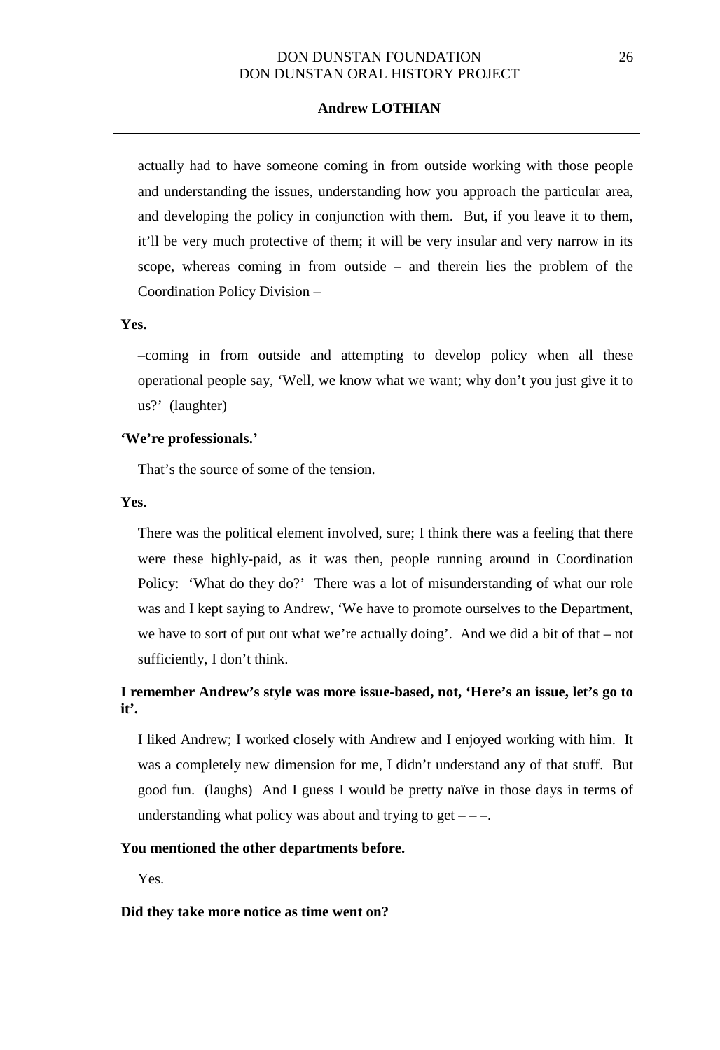actually had to have someone coming in from outside working with those people and understanding the issues, understanding how you approach the particular area, and developing the policy in conjunction with them. But, if you leave it to them, it'll be very much protective of them; it will be very insular and very narrow in its scope, whereas coming in from outside – and therein lies the problem of the Coordination Policy Division –

**Yes.**

–coming in from outside and attempting to develop policy when all these operational people say, 'Well, we know what we want; why don't you just give it to us?' (laughter)

**'We're professionals.'**

That's the source of some of the tension.

**Yes.**

There was the political element involved, sure; I think there was a feeling that there were these highly-paid, as it was then, people running around in Coordination Policy: 'What do they do?' There was a lot of misunderstanding of what our role was and I kept saying to Andrew, 'We have to promote ourselves to the Department, we have to sort of put out what we're actually doing'. And we did a bit of that – not sufficiently, I don't think.

**I remember Andrew's style was more issue-based, not, 'Here's an issue, let's go to it'.**

I liked Andrew; I worked closely with Andrew and I enjoyed working with him. It was a completely new dimension for me, I didn't understand any of that stuff. But good fun. (laughs) And I guess I would be pretty naïve in those days in terms of understanding what policy was about and trying to get – – –.

**You mentioned the other departments before.**

Yes.

**Did they take more notice as time went on?**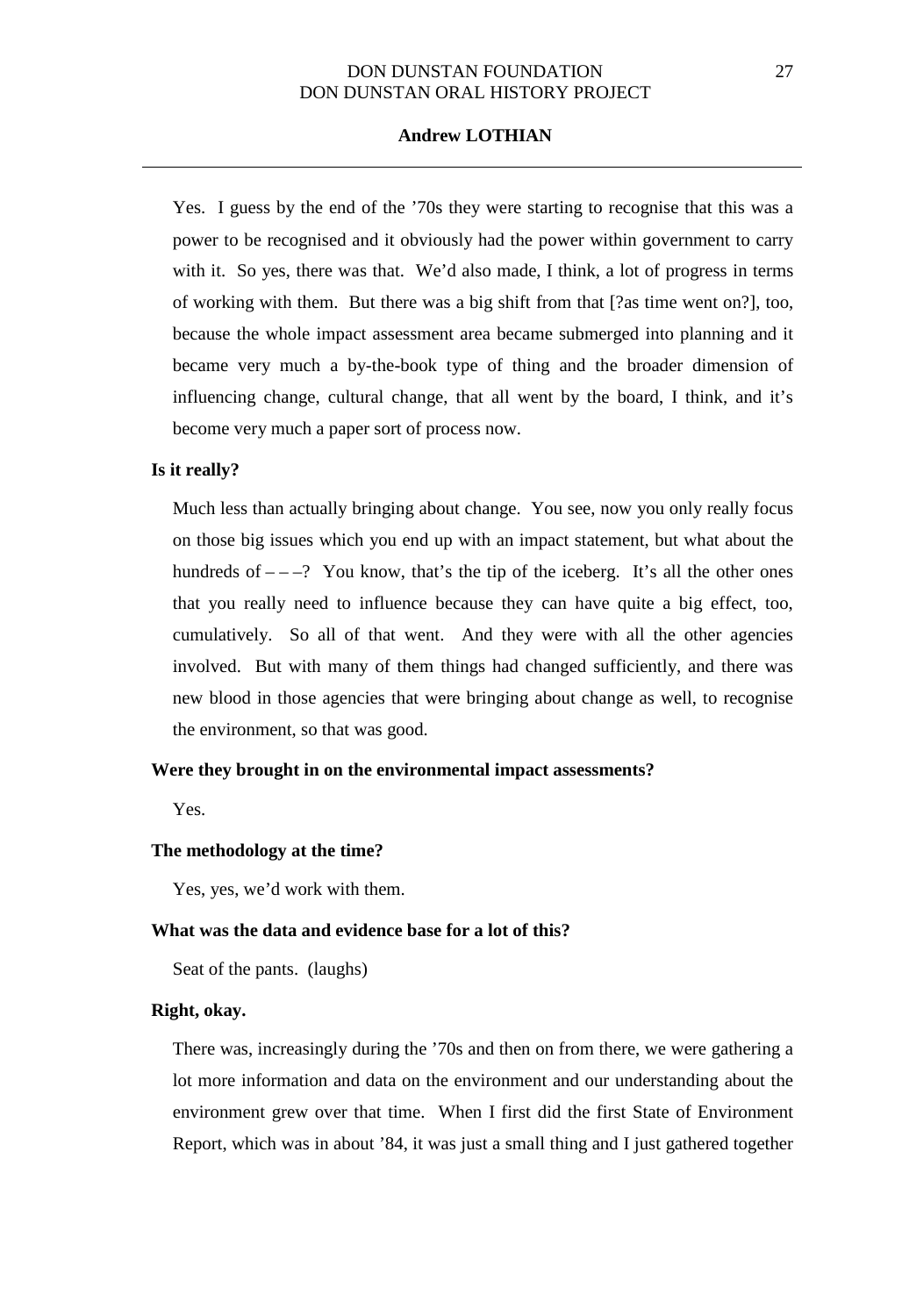Yes. I guess by the end of the '70s they were starting to recognise that this was a power to be recognised and it obviously had the power within government to carry with it. So yes, there was that. We'd also made, I think, a lot of progress in terms of working with them. But there was a big shift from that [?as time went on?], too, because the whole impact assessment area became submerged into planning and it became very much a by-the-book type of thing and the broader dimension of influencing change, cultural change, that all went by the board, I think, and it's become very much a paper sort of process now.

**Is it really?**

Much less than actually bringing about change. You see, now you only really focus on those big issues which you end up with an impact statement, but what about the hundreds of – – –? You know, that's the tip of the iceberg. It's all the other ones that you really need to influence because they can have quite a big effect, too, cumulatively. So all of that went. And they were with all the other agencies involved. But with many of them things had changed sufficiently, and there was new blood in those agencies that were bringing about change as well, to recognise the environment, so that was good.

**Were they brought in on the environmental impact assessments?**

Yes.

**The methodology at the time?**

Yes, yes, we'd work with them.

**What was the data and evidence base for a lot of this?**

Seat of the pants. (laughs)

**Right, okay.**

There was, increasingly during the '70s and then on from there, we were gathering a lot more information and data on the environment and our understanding about the environment grew over that time. When I first did the first State of Environment Report, which was in about '84, it was just a small thing and I just gathered together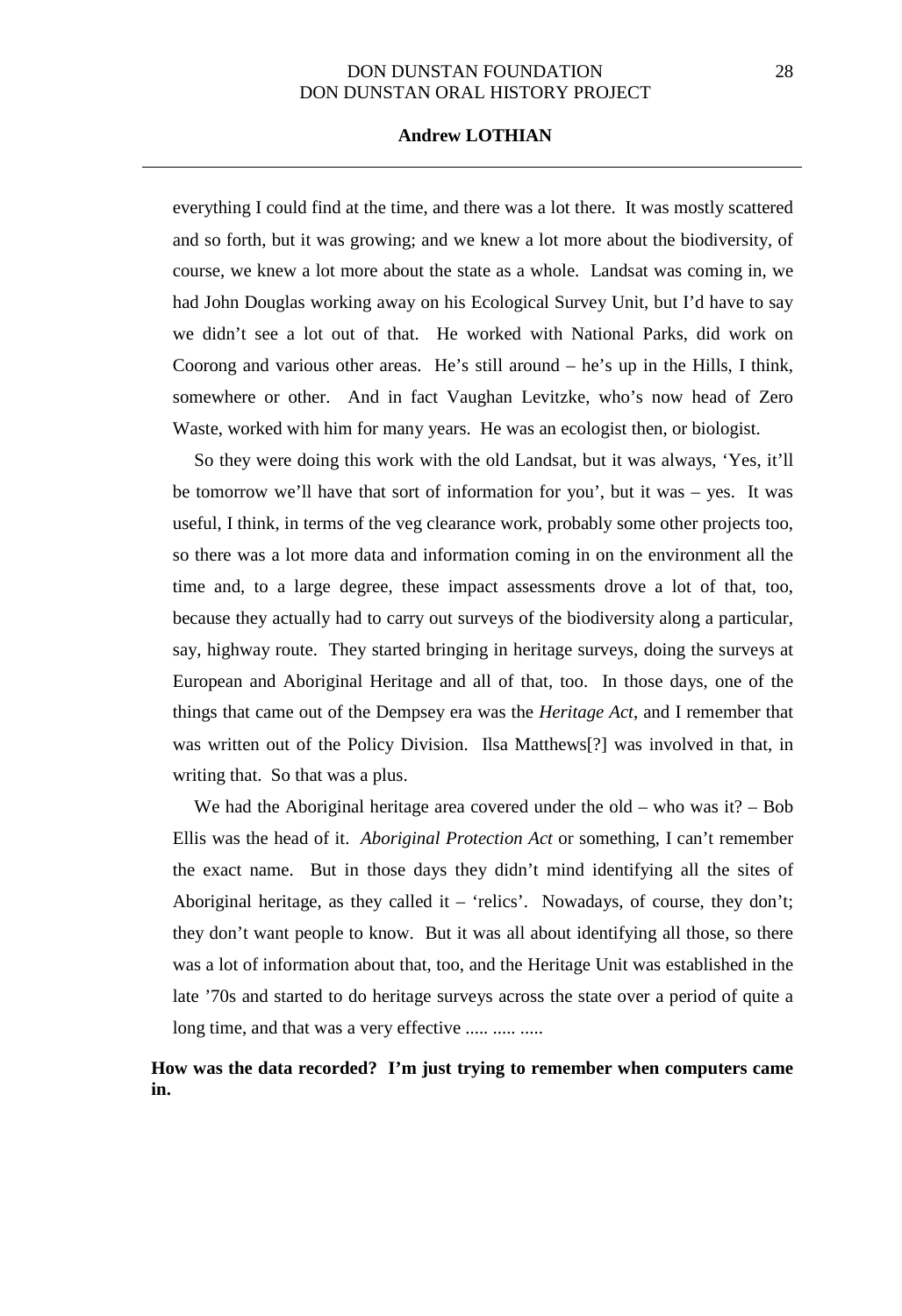everything I could find at the time, and there was a lot there. It was mostly scattered and so forth, but it was growing; and we knew a lot more about the biodiversity, of course, we knew a lot more about the state as a whole. Landsat was coming in, we had John Douglas working away on his Ecological Survey Unit, but I'd have to say we didn't see a lot out of that. He worked with National Parks, did work on Coorong and various other areas. He's still around – he's up in the Hills, I think, somewhere or other. And in fact Vaughan Levitzke, who's now head of Zero Waste, worked with him for many years. He was an ecologist then, or biologist.

So they were doing this work with the old Landsat, but it was always, 'Yes, it'll be tomorrow we'll have that sort of information for you', but it was – yes. It was useful, I think, in terms of the veg clearance work, probably some other projects too, so there was a lot more data and information coming in on the environment all the time and, to a large degree, these impact assessments drove a lot of that, too, because they actually had to carry out surveys of the biodiversity along a particular, say, highway route. They started bringing in heritage surveys, doing the surveys at European and Aboriginal Heritage and all of that, too. In those days, one of the things that came out of the Dempsey era was the *Heritage Act*, and I remember that was written out of the Policy Division. Ilsa Matthews[?] was involved in that, in writing that. So that was a plus.

We had the Aboriginal heritage area covered under the old – who was it? – Bob Ellis was the head of it. *Aboriginal Protection Act* or something, I can't remember the exact name. But in those days they didn't mind identifying all the sites of Aboriginal heritage, as they called it – 'relics'. Nowadays, of course, they don't; they don't want people to know. But it was all about identifying all those, so there was a lot of information about that, too, and the Heritage Unit was established in the late '70s and started to do heritage surveys across the state over a period of quite a long time, and that was a very effective ..... ..... .....

**How was the data recorded? I'm just trying to remember when computers came in.**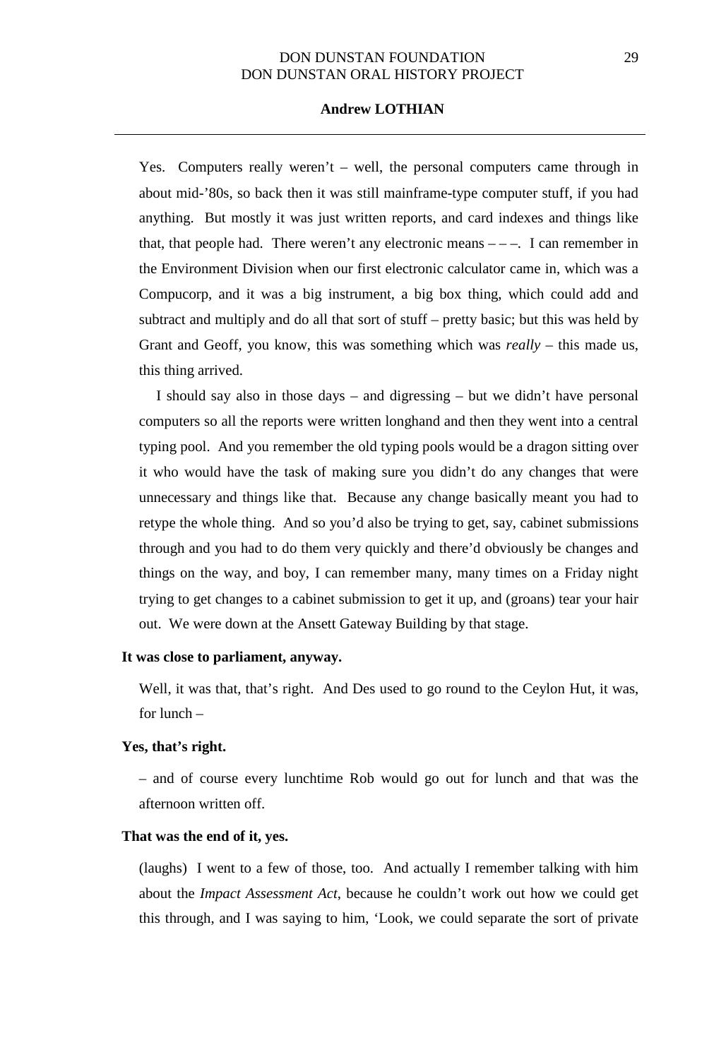Yes. Computers really weren't – well, the personal computers came through in about mid-'80s, so back then it was still mainframe-type computer stuff, if you had anything. But mostly it was just written reports, and card indexes and things like that, that people had. There weren't any electronic means – – –. I can remember in the Environment Division when our first electronic calculator came in, which was a Compucorp, and it was a big instrument, a big box thing, which could add and subtract and multiply and do all that sort of stuff – pretty basic; but this was held by Grant and Geoff, you know, this was something which was *really* – this made us, this thing arrived.

I should say also in those days – and digressing – but we didn't have personal computers so all the reports were written longhand and then they went into a central typing pool. And you remember the old typing pools would be a dragon sitting over it who would have the task of making sure you didn't do any changes that were unnecessary and things like that. Because any change basically meant you had to retype the whole thing. And so you'd also be trying to get, say, cabinet submissions through and you had to do them very quickly and there'd obviously be changes and things on the way, and boy, I can remember many, many times on a Friday night trying to get changes to a cabinet submission to get it up, and (groans) tear your hair out. We were down at the Ansett Gateway Building by that stage.

**It was close to parliament, anyway.**

Well, it was that, that's right. And Des used to go round to the Ceylon Hut, it was, for lunch –

**Yes, that's right.**

– and of course every lunchtime Rob would go out for lunch and that was the afternoon written off.

**That was the end of it, yes.**

(laughs) I went to a few of those, too. And actually I remember talking with him about the *Impact Assessment Act*, because he couldn't work out how we could get this through, and I was saying to him, 'Look, we could separate the sort of private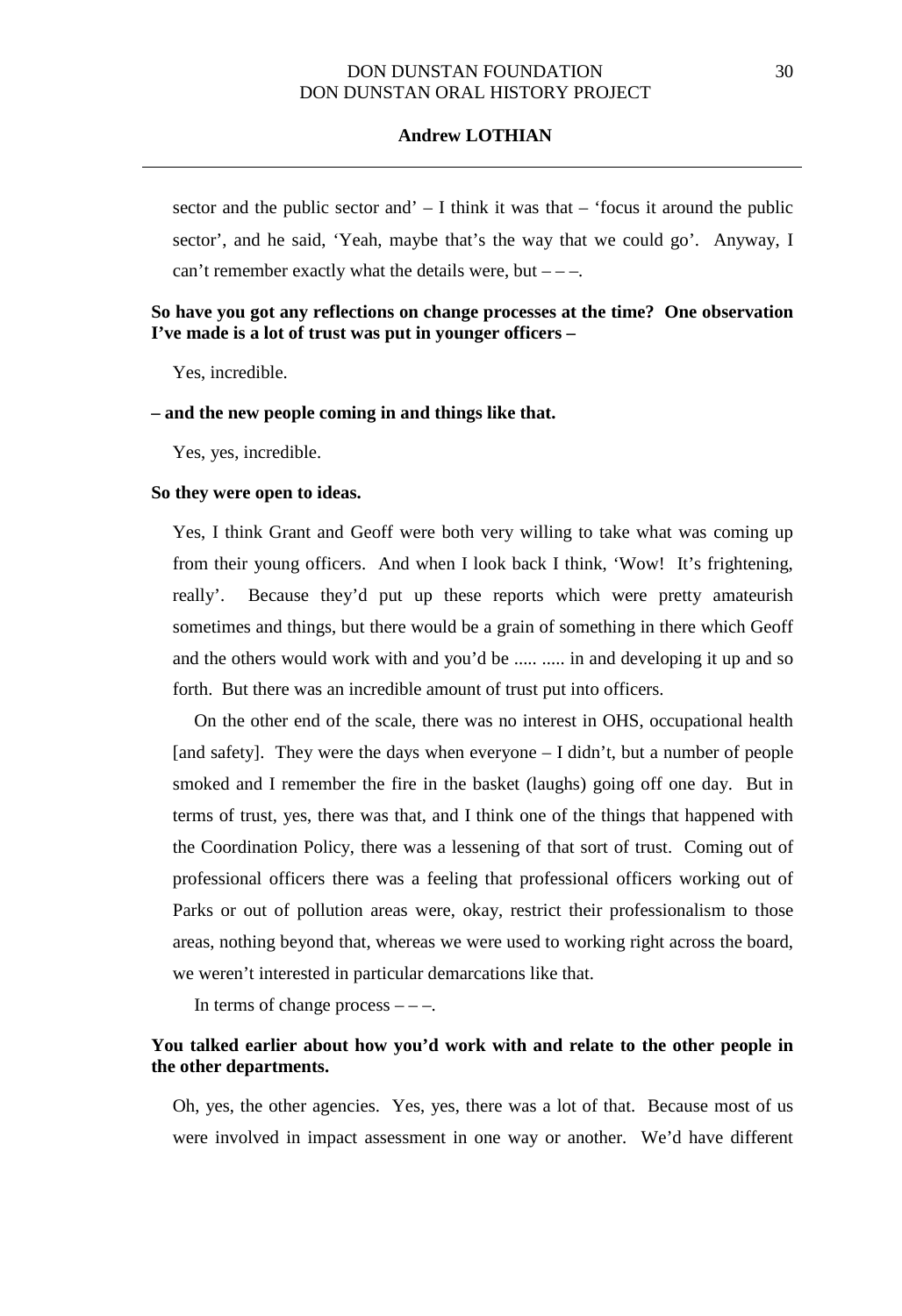sector and the public sector and' – I think it was that – 'focus it around the public sector', and he said, 'Yeah, maybe that's the way that we could go'. Anyway, I can't remember exactly what the details were, but – – –.

**So have you got any reflections on change processes at the time? One observation I've made is a lot of trust was put in younger officers –**

Yes, incredible.

**– and the new people coming in and things like that.**

Yes, yes, incredible.

**So they were open to ideas.**

Yes, I think Grant and Geoff were both very willing to take what was coming up from their young officers. And when I look back I think, 'Wow! It's frightening, really'. Because they'd put up these reports which were pretty amateurish sometimes and things, but there would be a grain of something in there which Geoff and the others would work with and you'd be ..... ..... in and developing it up and so forth. But there was an incredible amount of trust put into officers.

On the other end of the scale, there was no interest in OHS, occupational health [and safety]. They were the days when everyone – I didn't, but a number of people smoked and I remember the fire in the basket (laughs) going off one day. But in terms of trust, yes, there was that, and I think one of the things that happened with the Coordination Policy, there was a lessening of that sort of trust. Coming out of professional officers there was a feeling that professional officers working out of Parks or out of pollution areas were, okay, restrict their professionalism to those areas, nothing beyond that, whereas we were used to working right across the board, we weren't interested in particular demarcations like that.

In terms of change process – – –.

**You talked earlier about how you'd work with and relate to the other people in the other departments.**

Oh, yes, the other agencies. Yes, yes, there was a lot of that. Because most of us were involved in impact assessment in one way or another. We'd have different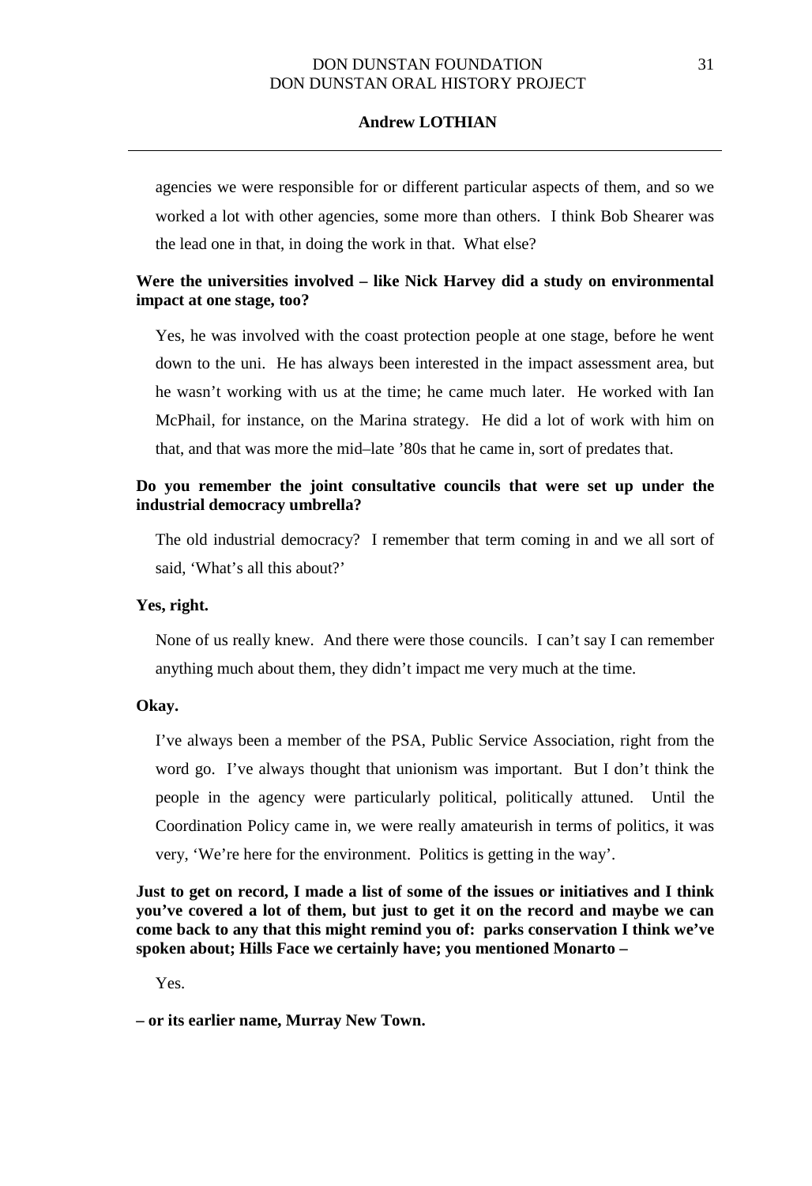agencies we were responsible for or different particular aspects of them, and so we worked a lot with other agencies, some more than others. I think Bob Shearer was the lead one in that, in doing the work in that. What else?

**Were the universities involved – like Nick Harvey did a study on environmental impact at one stage, too?**

Yes, he was involved with the coast protection people at one stage, before he went down to the uni. He has always been interested in the impact assessment area, but he wasn't working with us at the time; he came much later. He worked with Ian McPhail, for instance, on the Marina strategy. He did a lot of work with him on that, and that was more the mid–late '80s that he came in, sort of predates that.

**Do you remember the joint consultative councils that were set up under the industrial democracy umbrella?**

The old industrial democracy? I remember that term coming in and we all sort of said, 'What's all this about?'

**Yes, right.**

None of us really knew. And there were those councils. I can't say I can remember anything much about them, they didn't impact me very much at the time.

**Okay.**

I've always been a member of the PSA, Public Service Association, right from the word go. I've always thought that unionism was important. But I don't think the people in the agency were particularly political, politically attuned. Until the Coordination Policy came in, we were really amateurish in terms of politics, it was very, 'We're here for the environment. Politics is getting in the way'.

**Just to get on record, I made a list of some of the issues or initiatives and I think you've covered a lot of them, but just to get it on the record and maybe we can come back to any that this might remind you of: parks conservation I think we've spoken about; Hills Face we certainly have; you mentioned Monarto –**

Yes.

**– or its earlier name, Murray New Town.**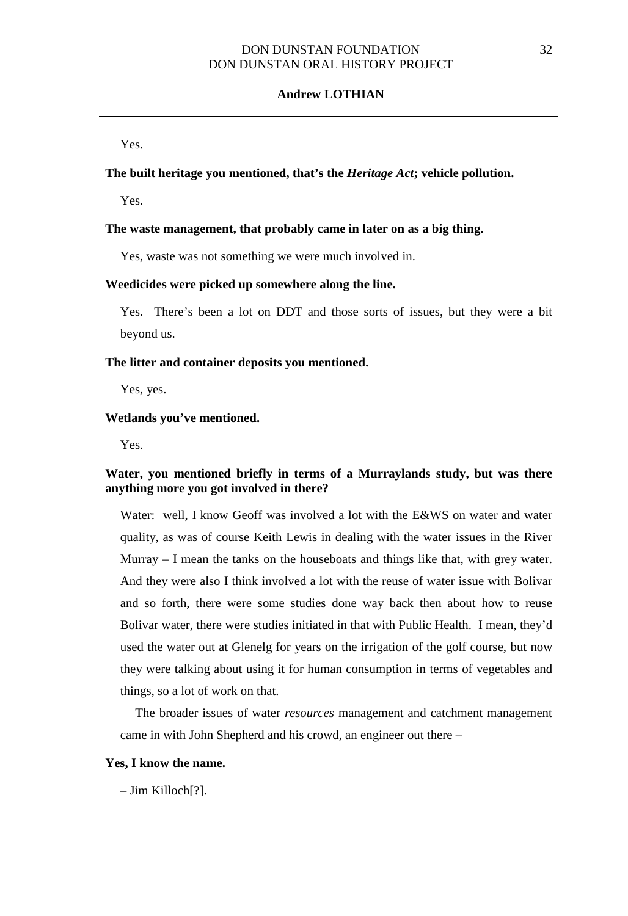Yes.

**The built heritage you mentioned, that's the *Heritage Act*; vehicle pollution.**

Yes.

**The waste management, that probably came in later on as a big thing.**

Yes, waste was not something we were much involved in.

**Weedicides were picked up somewhere along the line.**

Yes. There's been a lot on DDT and those sorts of issues, but they were a bit beyond us.

**The litter and container deposits you mentioned.**

Yes, yes.

**Wetlands you've mentioned.**

Yes.

**Water, you mentioned briefly in terms of a Murraylands study, but was there anything more you got involved in there?**

Water: well, I know Geoff was involved a lot with the E&WS on water and water quality, as was of course Keith Lewis in dealing with the water issues in the River Murray – I mean the tanks on the houseboats and things like that, with grey water. And they were also I think involved a lot with the reuse of water issue with Bolivar and so forth, there were some studies done way back then about how to reuse Bolivar water, there were studies initiated in that with Public Health. I mean, they'd used the water out at Glenelg for years on the irrigation of the golf course, but now they were talking about using it for human consumption in terms of vegetables and things, so a lot of work on that.

The broader issues of water *resources* management and catchment management came in with John Shepherd and his crowd, an engineer out there –

**Yes, I know the name.**

– Jim Killoch[?].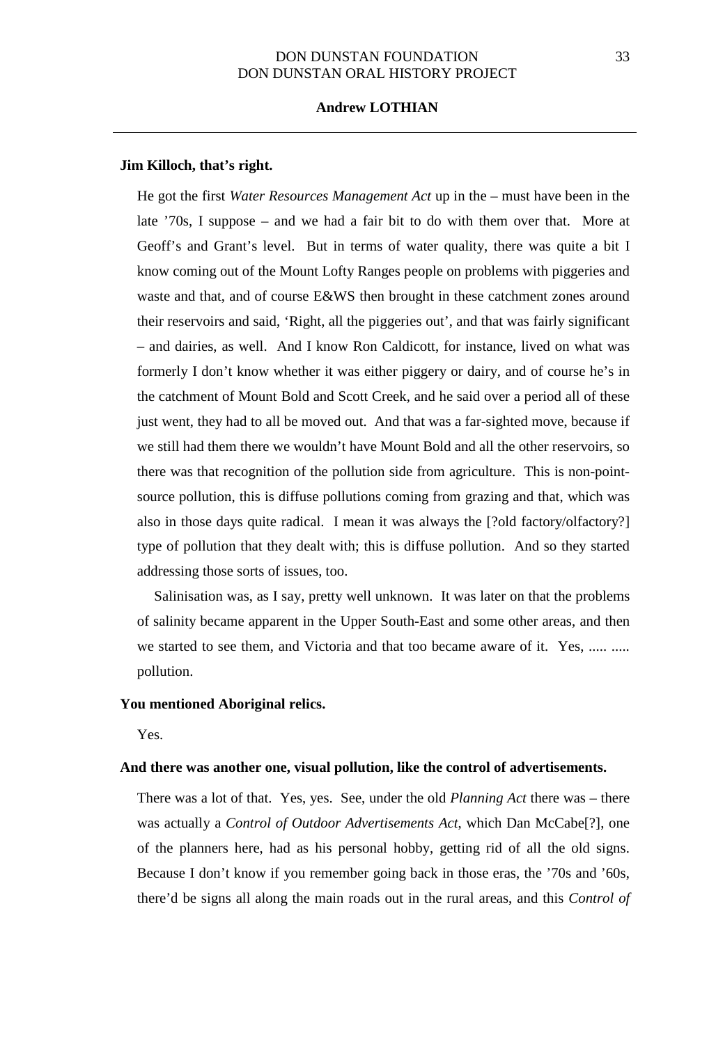**Jim Killoch, that's right.**

He got the first *Water Resources Management Act* up in the – must have been in the late '70s, I suppose – and we had a fair bit to do with them over that. More at Geoff's and Grant's level. But in terms of water quality, there was quite a bit I know coming out of the Mount Lofty Ranges people on problems with piggeries and waste and that, and of course E&WS then brought in these catchment zones around their reservoirs and said, 'Right, all the piggeries out', and that was fairly significant – and dairies, as well. And I know Ron Caldicott, for instance, lived on what was formerly I don't know whether it was either piggery or dairy, and of course he's in the catchment of Mount Bold and Scott Creek, and he said over a period all of these just went, they had to all be moved out. And that was a far-sighted move, because if we still had them there we wouldn't have Mount Bold and all the other reservoirs, so there was that recognition of the pollution side from agriculture. This is non-point-source pollution, this is diffuse pollutions coming from grazing and that, which was also in those days quite radical. I mean it was always the [?old factory/olfactory?] type of pollution that they dealt with; this is diffuse pollution. And so they started addressing those sorts of issues, too.

Salinisation was, as I say, pretty well unknown. It was later on that the problems of salinity became apparent in the Upper South-East and some other areas, and then we started to see them, and Victoria and that too became aware of it. Yes, ..... ..... pollution.

**You mentioned Aboriginal relics.**

Yes.

**And there was another one, visual pollution, like the control of advertisements.**

There was a lot of that. Yes, yes. See, under the old *Planning Act* there was – there was actually a *Control of Outdoor Advertisements Act*, which Dan McCabe[?], one of the planners here, had as his personal hobby, getting rid of all the old signs. Because I don't know if you remember going back in those eras, the '70s and '60s, there'd be signs all along the main roads out in the rural areas, and this *Control of*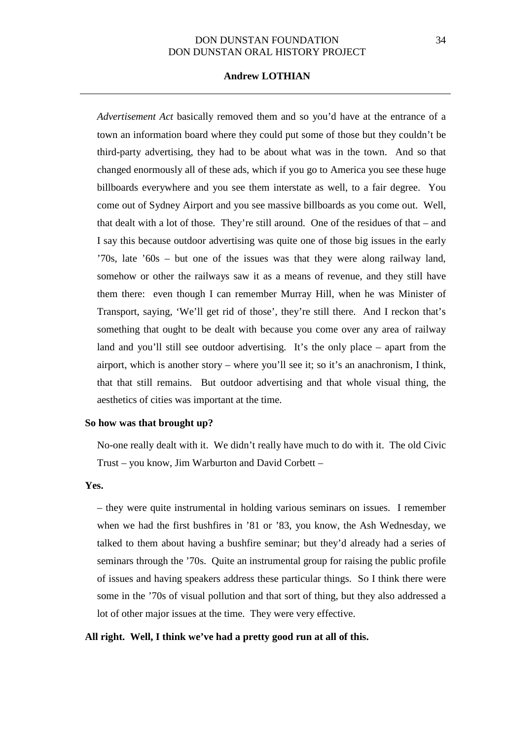*Advertisement Act* basically removed them and so you'd have at the entrance of a town an information board where they could put some of those but they couldn't be third-party advertising, they had to be about what was in the town. And so that changed enormously all of these ads, which if you go to America you see these huge billboards everywhere and you see them interstate as well, to a fair degree. You come out of Sydney Airport and you see massive billboards as you come out. Well, that dealt with a lot of those. They're still around. One of the residues of that – and I say this because outdoor advertising was quite one of those big issues in the early '70s, late '60s – but one of the issues was that they were along railway land, somehow or other the railways saw it as a means of revenue, and they still have them there: even though I can remember Murray Hill, when he was Minister of Transport, saying, 'We'll get rid of those', they're still there. And I reckon that's something that ought to be dealt with because you come over any area of railway land and you'll still see outdoor advertising. It's the only place – apart from the airport, which is another story – where you'll see it; so it's an anachronism, I think, that that still remains. But outdoor advertising and that whole visual thing, the aesthetics of cities was important at the time.

**So how was that brought up?**

No-one really dealt with it. We didn't really have much to do with it. The old Civic Trust – you know, Jim Warburton and David Corbett –

**Yes.**

– they were quite instrumental in holding various seminars on issues. I remember when we had the first bushfires in '81 or '83, you know, the Ash Wednesday, we talked to them about having a bushfire seminar; but they'd already had a series of seminars through the '70s. Quite an instrumental group for raising the public profile of issues and having speakers address these particular things. So I think there were some in the '70s of visual pollution and that sort of thing, but they also addressed a lot of other major issues at the time. They were very effective.

**All right. Well, I think we've had a pretty good run at all of this.**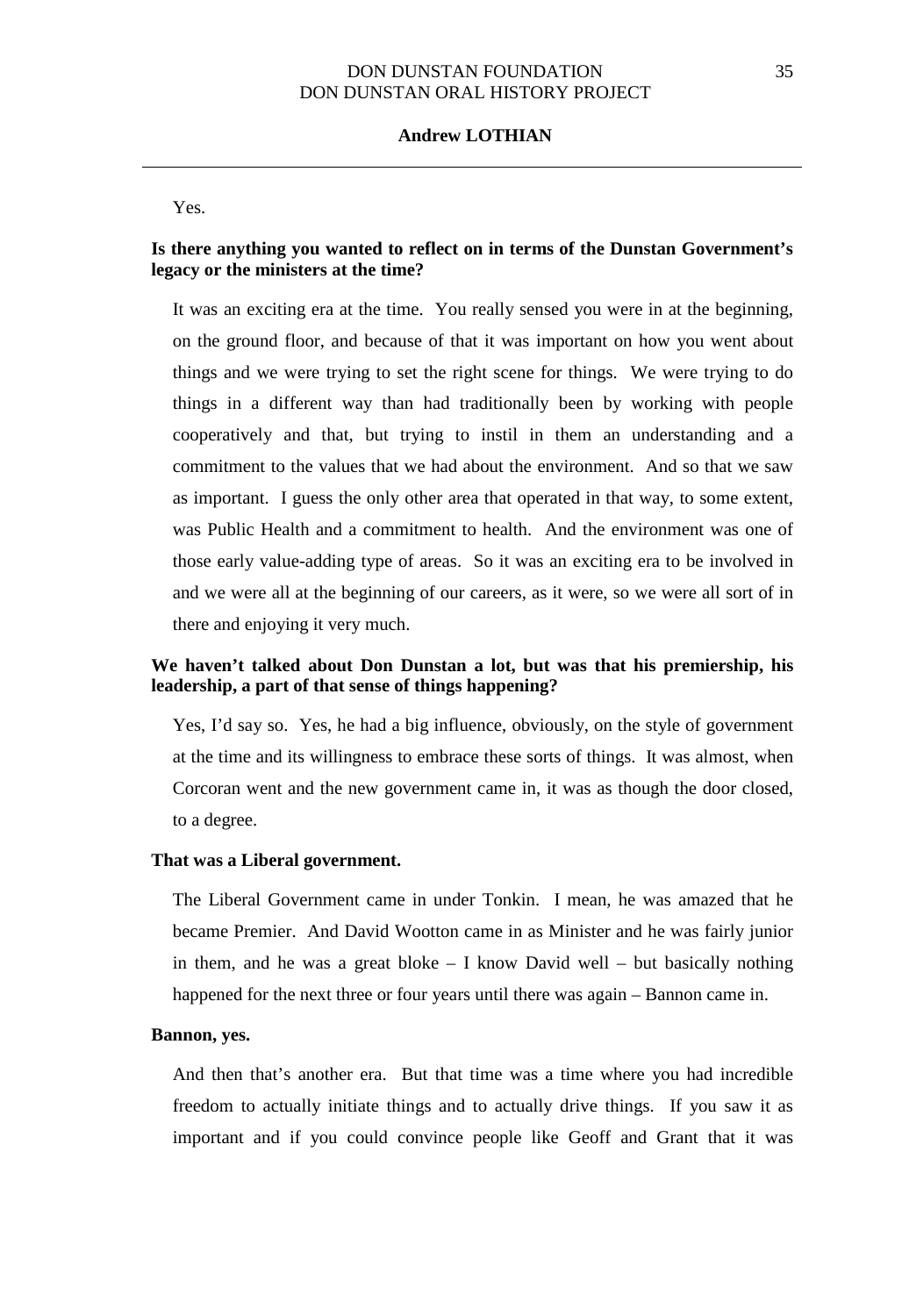Yes.

**Is there anything you wanted to reflect on in terms of the Dunstan Government's legacy or the ministers at the time?**

It was an exciting era at the time. You really sensed you were in at the beginning, on the ground floor, and because of that it was important on how you went about things and we were trying to set the right scene for things. We were trying to do things in a different way than had traditionally been by working with people cooperatively and that, but trying to instil in them an understanding and a commitment to the values that we had about the environment. And so that we saw as important. I guess the only other area that operated in that way, to some extent, was Public Health and a commitment to health. And the environment was one of those early value-adding type of areas. So it was an exciting era to be involved in and we were all at the beginning of our careers, as it were, so we were all sort of in there and enjoying it very much.

**We haven't talked about Don Dunstan a lot, but was that his premiership, his leadership, a part of that sense of things happening?**

Yes, I'd say so. Yes, he had a big influence, obviously, on the style of government at the time and its willingness to embrace these sorts of things. It was almost, when Corcoran went and the new government came in, it was as though the door closed, to a degree.

**That was a Liberal government.**

The Liberal Government came in under Tonkin. I mean, he was amazed that he became Premier. And David Wootton came in as Minister and he was fairly junior in them, and he was a great bloke – I know David well – but basically nothing happened for the next three or four years until there was again – Bannon came in.

**Bannon, yes.**

And then that's another era. But that time was a time where you had incredible freedom to actually initiate things and to actually drive things. If you saw it as important and if you could convince people like Geoff and Grant that it was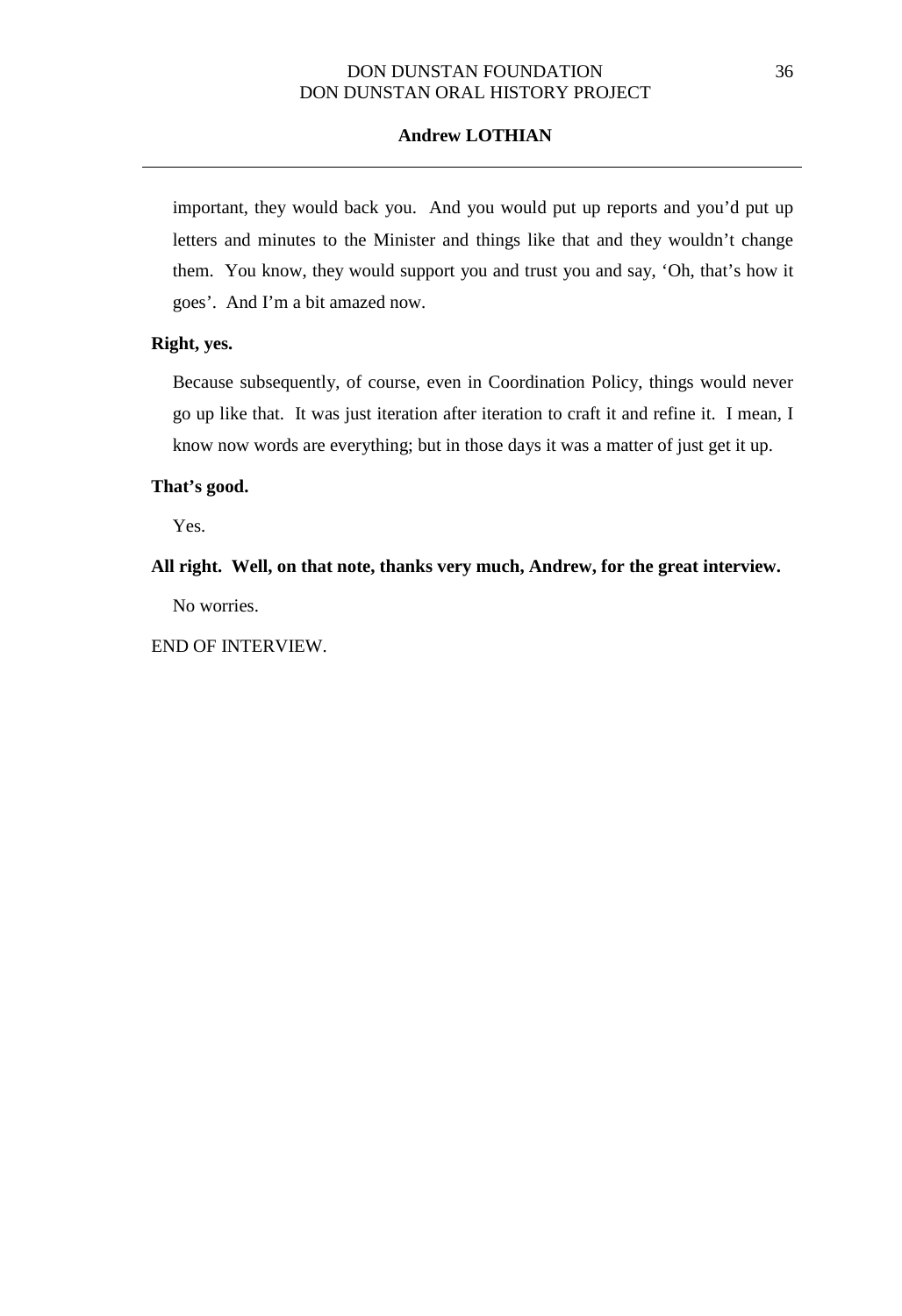important, they would back you. And you would put up reports and you'd put up letters and minutes to the Minister and things like that and they wouldn't change them. You know, they would support you and trust you and say, 'Oh, that's how it goes'. And I'm a bit amazed now.

**Right, yes.**

Because subsequently, of course, even in Coordination Policy, things would never go up like that. It was just iteration after iteration to craft it and refine it. I mean, I know now words are everything; but in those days it was a matter of just get it up.

**That's good.**

Yes.

**All right. Well, on that note, thanks very much, Andrew, for the great interview.**

No worries.

END OF INTERVIEW.